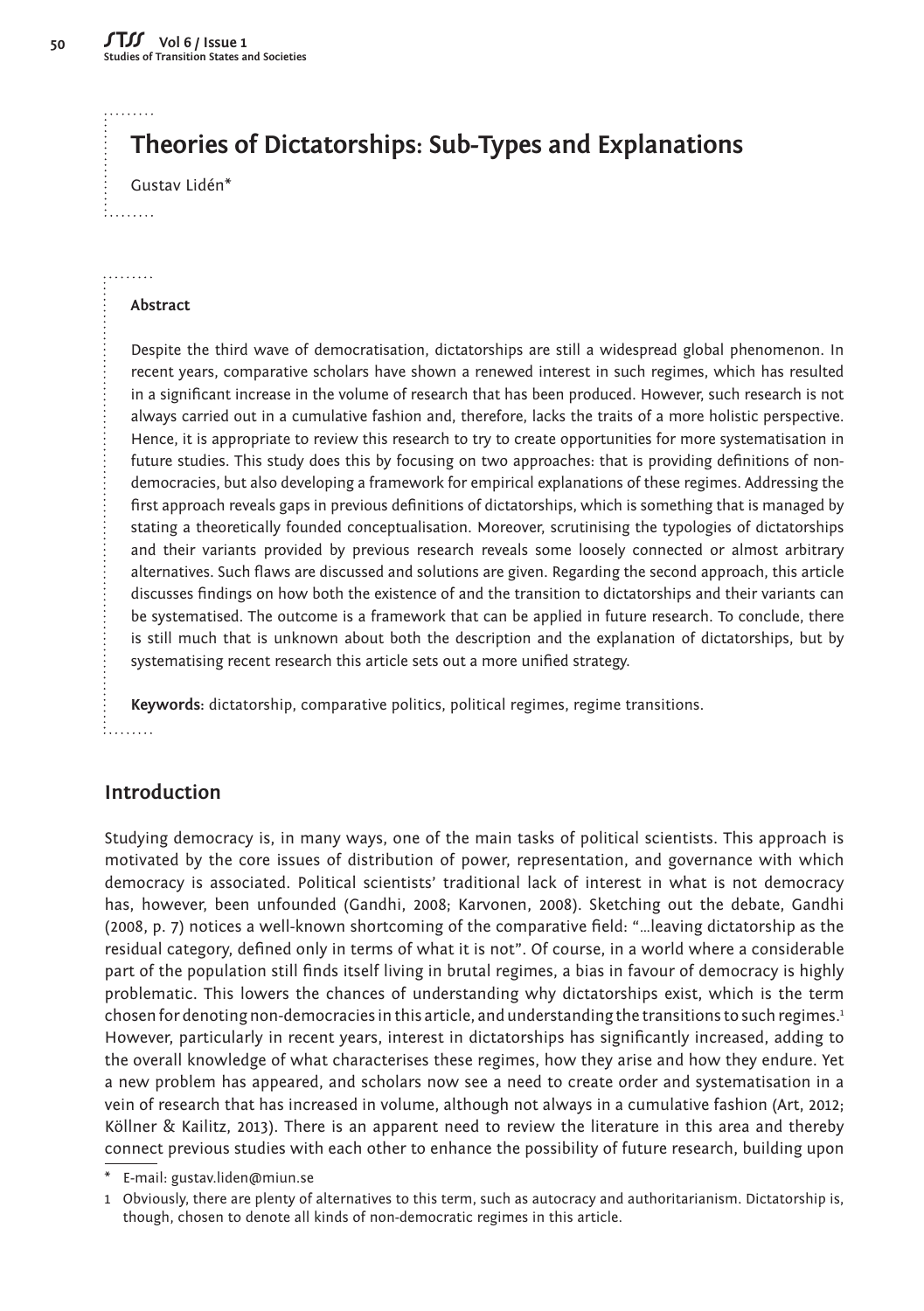# Theories of Dictatorships: Sub-Types and Explanations

Gustav Lidén*

**Abstract**

Despite the third wave of democratisation, dictatorships are still a widespread global phenomenon. In recent years, comparative scholars have shown a renewed interest in such regimes, which has resulted in a significant increase in the volume of research that has been produced. However, such research is not always carried out in a cumulative fashion and, therefore, lacks the traits of a more holistic perspective. Hence, it is appropriate to review this research to try to create opportunities for more systematisation in future studies. This study does this by focusing on two approaches: that is providing definitions of non-democracies, but also developing a framework for empirical explanations of these regimes. Addressing the first approach reveals gaps in previous definitions of dictatorships, which is something that is managed by stating a theoretically founded conceptualisation. Moreover, scrutinising the typologies of dictatorships and their variants provided by previous research reveals some loosely connected or almost arbitrary alternatives. Such flaws are discussed and solutions are given. Regarding the second approach, this article discusses findings on how both the existence of and the transition to dictatorships and their variants can be systematised. The outcome is a framework that can be applied in future research. To conclude, there is still much that is unknown about both the description and the explanation of dictatorships, but by systematising recent research this article sets out a more unified strategy.

**Keywords**: dictatorship, comparative politics, political regimes, regime transitions.

## Introduction

Studying democracy is, in many ways, one of the main tasks of political scientists. This approach is motivated by the core issues of distribution of power, representation, and governance with which democracy is associated. Political scientists' traditional lack of interest in what is not democracy has, however, been unfounded (Gandhi, 2008; Karvonen, 2008). Sketching out the debate, Gandhi (2008, p. 7) notices a well-known shortcoming of the comparative field: "…leaving dictatorship as the residual category, defined only in terms of what it is not". Of course, in a world where a considerable part of the population still finds itself living in brutal regimes, a bias in favour of democracy is highly problematic. This lowers the chances of understanding why dictatorships exist, which is the term chosen for denoting non-democracies in this article, and understanding the transitions to such regimes.[1] However, particularly in recent years, interest in dictatorships has significantly increased, adding to the overall knowledge of what characterises these regimes, how they arise and how they endure. Yet a new problem has appeared, and scholars now see a need to create order and systematisation in a vein of research that has increased in volume, although not always in a cumulative fashion (Art, 2012; Köllner & Kailitz, 2013). There is an apparent need to review the literature in this area and thereby connect previous studies with each other to enhance the possibility of future research, building upon

\* E-mail: gustav.liden@miun.se

1 Obviously, there are plenty of alternatives to this term, such as autocracy and authoritarianism. Dictatorship is, though, chosen to denote all kinds of non-democratic regimes in this article.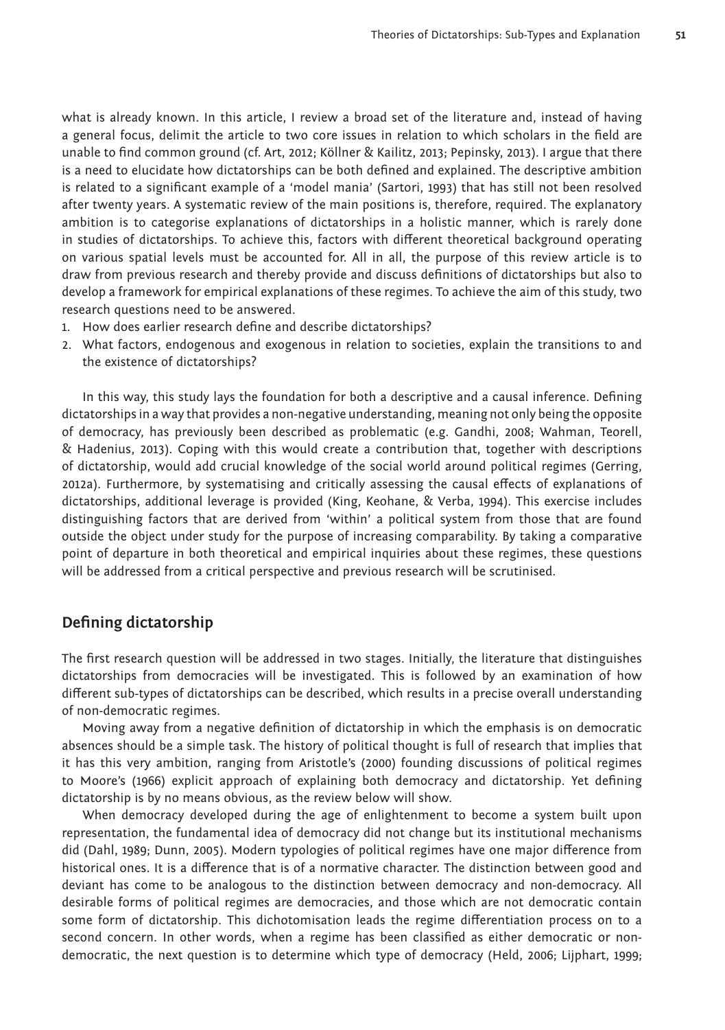what is already known. In this article, I review a broad set of the literature and, instead of having a general focus, delimit the article to two core issues in relation to which scholars in the field are unable to find common ground (cf. Art, 2012; Köllner & Kailitz, 2013; Pepinsky, 2013). I argue that there is a need to elucidate how dictatorships can be both defined and explained. The descriptive ambition is related to a significant example of a 'model mania' (Sartori, 1993) that has still not been resolved after twenty years. A systematic review of the main positions is, therefore, required. The explanatory ambition is to categorise explanations of dictatorships in a holistic manner, which is rarely done in studies of dictatorships. To achieve this, factors with different theoretical background operating on various spatial levels must be accounted for. All in all, the purpose of this review article is to draw from previous research and thereby provide and discuss definitions of dictatorships but also to develop a framework for empirical explanations of these regimes. To achieve the aim of this study, two research questions need to be answered.

1. How does earlier research define and describe dictatorships?
2. What factors, endogenous and exogenous in relation to societies, explain the transitions to and the existence of dictatorships?

In this way, this study lays the foundation for both a descriptive and a causal inference. Defining dictatorships in a way that provides a non-negative understanding, meaning not only being the opposite of democracy, has previously been described as problematic (e.g. Gandhi, 2008; Wahman, Teorell, & Hadenius, 2013). Coping with this would create a contribution that, together with descriptions of dictatorship, would add crucial knowledge of the social world around political regimes (Gerring, 2012a). Furthermore, by systematising and critically assessing the causal effects of explanations of dictatorships, additional leverage is provided (King, Keohane, & Verba, 1994). This exercise includes distinguishing factors that are derived from 'within' a political system from those that are found outside the object under study for the purpose of increasing comparability. By taking a comparative point of departure in both theoretical and empirical inquiries about these regimes, these questions will be addressed from a critical perspective and previous research will be scrutinised.

## Defining dictatorship

The first research question will be addressed in two stages. Initially, the literature that distinguishes dictatorships from democracies will be investigated. This is followed by an examination of how different sub-types of dictatorships can be described, which results in a precise overall understanding of non-democratic regimes.

Moving away from a negative definition of dictatorship in which the emphasis is on democratic absences should be a simple task. The history of political thought is full of research that implies that it has this very ambition, ranging from Aristotle's (2000) founding discussions of political regimes to Moore's (1966) explicit approach of explaining both democracy and dictatorship. Yet defining dictatorship is by no means obvious, as the review below will show.

When democracy developed during the age of enlightenment to become a system built upon representation, the fundamental idea of democracy did not change but its institutional mechanisms did (Dahl, 1989; Dunn, 2005). Modern typologies of political regimes have one major difference from historical ones. It is a difference that is of a normative character. The distinction between good and deviant has come to be analogous to the distinction between democracy and non-democracy. All desirable forms of political regimes are democracies, and those which are not democratic contain some form of dictatorship. This dichotomisation leads the regime differentiation process on to a second concern. In other words, when a regime has been classified as either democratic or non-democratic, the next question is to determine which type of democracy (Held, 2006; Lijphart, 1999;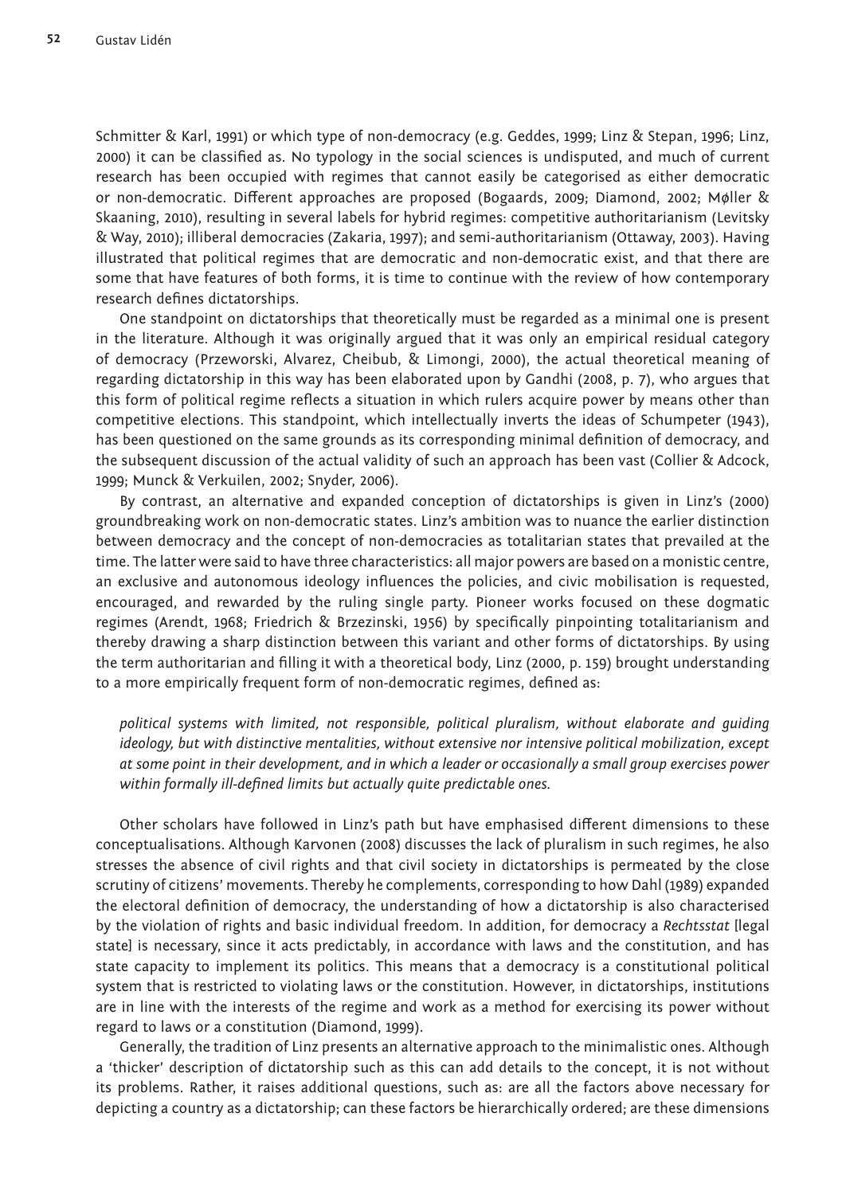Schmitter & Karl, 1991) or which type of non-democracy (e.g. Geddes, 1999; Linz & Stepan, 1996; Linz, 2000) it can be classified as. No typology in the social sciences is undisputed, and much of current research has been occupied with regimes that cannot easily be categorised as either democratic or non-democratic. Different approaches are proposed (Bogaards, 2009; Diamond, 2002; Møller & Skaaning, 2010), resulting in several labels for hybrid regimes: competitive authoritarianism (Levitsky & Way, 2010); illiberal democracies (Zakaria, 1997); and semi-authoritarianism (Ottaway, 2003). Having illustrated that political regimes that are democratic and non-democratic exist, and that there are some that have features of both forms, it is time to continue with the review of how contemporary research defines dictatorships.

One standpoint on dictatorships that theoretically must be regarded as a minimal one is present in the literature. Although it was originally argued that it was only an empirical residual category of democracy (Przeworski, Alvarez, Cheibub, & Limongi, 2000), the actual theoretical meaning of regarding dictatorship in this way has been elaborated upon by Gandhi (2008, p. 7), who argues that this form of political regime reflects a situation in which rulers acquire power by means other than competitive elections. This standpoint, which intellectually inverts the ideas of Schumpeter (1943), has been questioned on the same grounds as its corresponding minimal definition of democracy, and the subsequent discussion of the actual validity of such an approach has been vast (Collier & Adcock, 1999; Munck & Verkuilen, 2002; Snyder, 2006).

By contrast, an alternative and expanded conception of dictatorships is given in Linz's (2000) groundbreaking work on non-democratic states. Linz's ambition was to nuance the earlier distinction between democracy and the concept of non-democracies as totalitarian states that prevailed at the time. The latter were said to have three characteristics: all major powers are based on a monistic centre, an exclusive and autonomous ideology influences the policies, and civic mobilisation is requested, encouraged, and rewarded by the ruling single party. Pioneer works focused on these dogmatic regimes (Arendt, 1968; Friedrich & Brzezinski, 1956) by specifically pinpointing totalitarianism and thereby drawing a sharp distinction between this variant and other forms of dictatorships. By using the term authoritarian and filling it with a theoretical body, Linz (2000, p. 159) brought understanding to a more empirically frequent form of non-democratic regimes, defined as:

> *political systems with limited, not responsible, political pluralism, without elaborate and guiding ideology, but with distinctive mentalities, without extensive nor intensive political mobilization, except at some point in their development, and in which a leader or occasionally a small group exercises power within formally ill-defined limits but actually quite predictable ones.*

Other scholars have followed in Linz's path but have emphasised different dimensions to these conceptualisations. Although Karvonen (2008) discusses the lack of pluralism in such regimes, he also stresses the absence of civil rights and that civil society in dictatorships is permeated by the close scrutiny of citizens' movements. Thereby he complements, corresponding to how Dahl (1989) expanded the electoral definition of democracy, the understanding of how a dictatorship is also characterised by the violation of rights and basic individual freedom. In addition, for democracy a *Rechtsstat* [legal state] is necessary, since it acts predictably, in accordance with laws and the constitution, and has state capacity to implement its politics. This means that a democracy is a constitutional political system that is restricted to violating laws or the constitution. However, in dictatorships, institutions are in line with the interests of the regime and work as a method for exercising its power without regard to laws or a constitution (Diamond, 1999).

Generally, the tradition of Linz presents an alternative approach to the minimalistic ones. Although a 'thicker' description of dictatorship such as this can add details to the concept, it is not without its problems. Rather, it raises additional questions, such as: are all the factors above necessary for depicting a country as a dictatorship; can these factors be hierarchically ordered; are these dimensions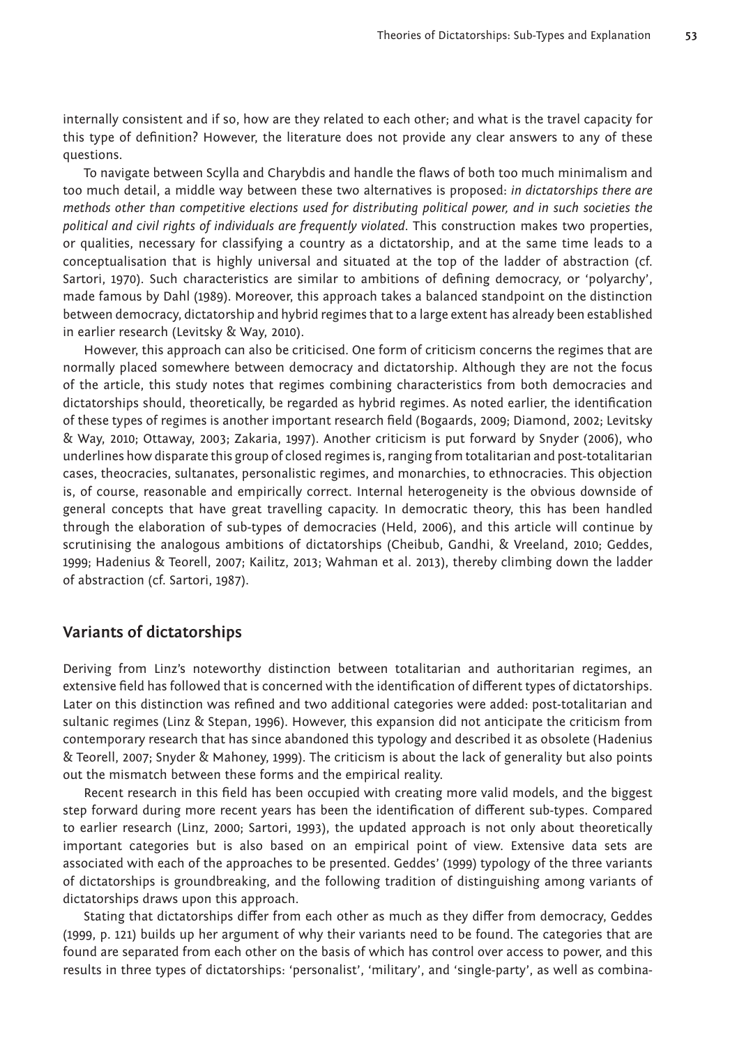internally consistent and if so, how are they related to each other; and what is the travel capacity for this type of definition? However, the literature does not provide any clear answers to any of these questions.

To navigate between Scylla and Charybdis and handle the flaws of both too much minimalism and too much detail, a middle way between these two alternatives is proposed: *in dictatorships there are methods other than competitive elections used for distributing political power, and in such societies the political and civil rights of individuals are frequently violated*. This construction makes two properties, or qualities, necessary for classifying a country as a dictatorship, and at the same time leads to a conceptualisation that is highly universal and situated at the top of the ladder of abstraction (cf. Sartori, 1970). Such characteristics are similar to ambitions of defining democracy, or 'polyarchy', made famous by Dahl (1989). Moreover, this approach takes a balanced standpoint on the distinction between democracy, dictatorship and hybrid regimes that to a large extent has already been established in earlier research (Levitsky & Way, 2010).

However, this approach can also be criticised. One form of criticism concerns the regimes that are normally placed somewhere between democracy and dictatorship. Although they are not the focus of the article, this study notes that regimes combining characteristics from both democracies and dictatorships should, theoretically, be regarded as hybrid regimes. As noted earlier, the identification of these types of regimes is another important research field (Bogaards, 2009; Diamond, 2002; Levitsky & Way, 2010; Ottaway, 2003; Zakaria, 1997). Another criticism is put forward by Snyder (2006), who underlines how disparate this group of closed regimes is, ranging from totalitarian and post-totalitarian cases, theocracies, sultanates, personalistic regimes, and monarchies, to ethnocracies. This objection is, of course, reasonable and empirically correct. Internal heterogeneity is the obvious downside of general concepts that have great travelling capacity. In democratic theory, this has been handled through the elaboration of sub-types of democracies (Held, 2006), and this article will continue by scrutinising the analogous ambitions of dictatorships (Cheibub, Gandhi, & Vreeland, 2010; Geddes, 1999; Hadenius & Teorell, 2007; Kailitz, 2013; Wahman et al. 2013), thereby climbing down the ladder of abstraction (cf. Sartori, 1987).

## Variants of dictatorships

Deriving from Linz's noteworthy distinction between totalitarian and authoritarian regimes, an extensive field has followed that is concerned with the identification of different types of dictatorships. Later on this distinction was refined and two additional categories were added: post-totalitarian and sultanic regimes (Linz & Stepan, 1996). However, this expansion did not anticipate the criticism from contemporary research that has since abandoned this typology and described it as obsolete (Hadenius & Teorell, 2007; Snyder & Mahoney, 1999). The criticism is about the lack of generality but also points out the mismatch between these forms and the empirical reality.

Recent research in this field has been occupied with creating more valid models, and the biggest step forward during more recent years has been the identification of different sub-types. Compared to earlier research (Linz, 2000; Sartori, 1993), the updated approach is not only about theoretically important categories but is also based on an empirical point of view. Extensive data sets are associated with each of the approaches to be presented. Geddes' (1999) typology of the three variants of dictatorships is groundbreaking, and the following tradition of distinguishing among variants of dictatorships draws upon this approach.

Stating that dictatorships differ from each other as much as they differ from democracy, Geddes (1999, p. 121) builds up her argument of why their variants need to be found. The categories that are found are separated from each other on the basis of which has control over access to power, and this results in three types of dictatorships: 'personalist', 'military', and 'single-party', as well as combina-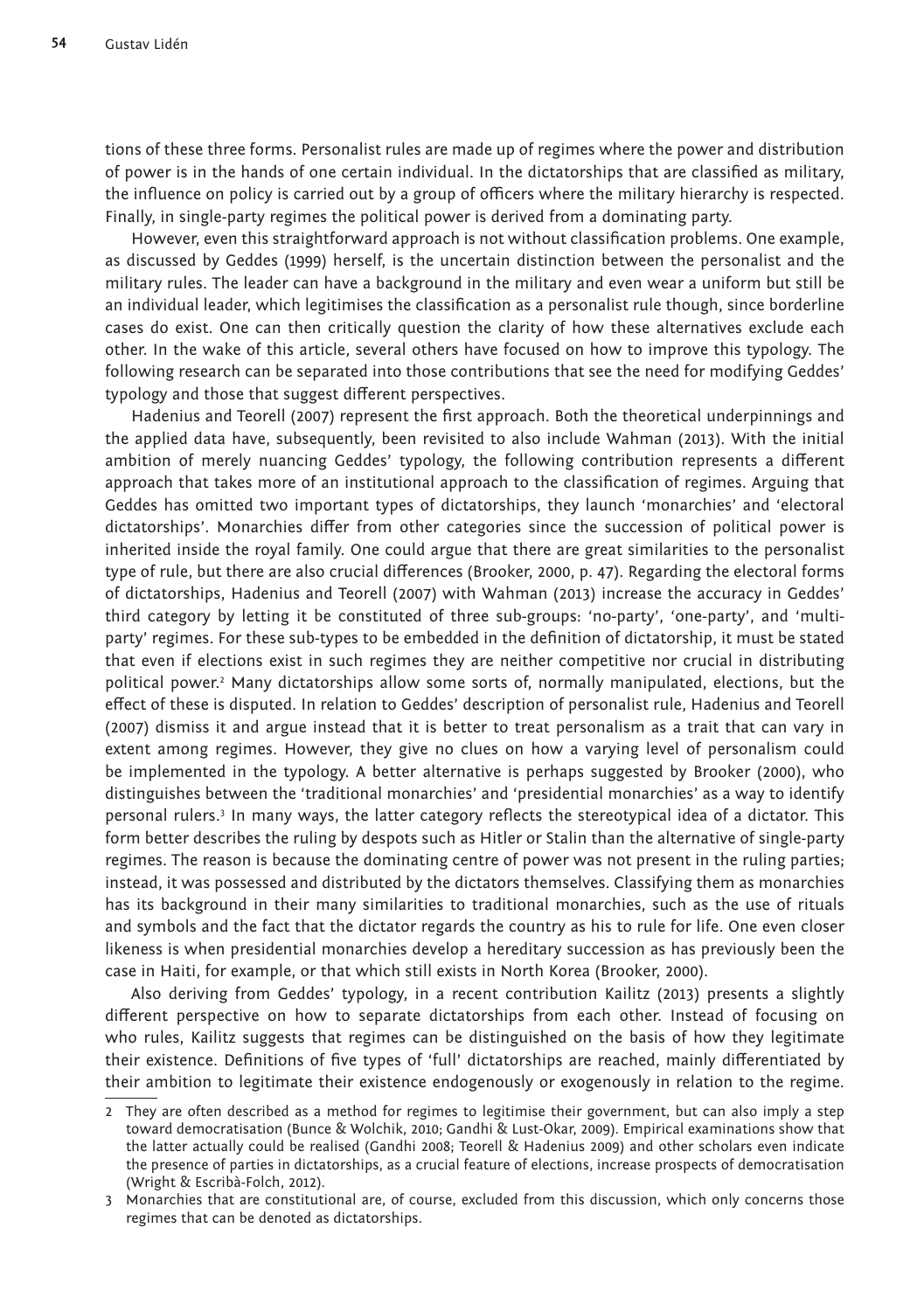tions of these three forms. Personalist rules are made up of regimes where the power and distribution of power is in the hands of one certain individual. In the dictatorships that are classified as military, the influence on policy is carried out by a group of officers where the military hierarchy is respected. Finally, in single-party regimes the political power is derived from a dominating party.

However, even this straightforward approach is not without classification problems. One example, as discussed by Geddes (1999) herself, is the uncertain distinction between the personalist and the military rules. The leader can have a background in the military and even wear a uniform but still be an individual leader, which legitimises the classification as a personalist rule though, since borderline cases do exist. One can then critically question the clarity of how these alternatives exclude each other. In the wake of this article, several others have focused on how to improve this typology. The following research can be separated into those contributions that see the need for modifying Geddes' typology and those that suggest different perspectives.

Hadenius and Teorell (2007) represent the first approach. Both the theoretical underpinnings and the applied data have, subsequently, been revisited to also include Wahman (2013). With the initial ambition of merely nuancing Geddes' typology, the following contribution represents a different approach that takes more of an institutional approach to the classification of regimes. Arguing that Geddes has omitted two important types of dictatorships, they launch 'monarchies' and 'electoral dictatorships'. Monarchies differ from other categories since the succession of political power is inherited inside the royal family. One could argue that there are great similarities to the personalist type of rule, but there are also crucial differences (Brooker, 2000, p. 47). Regarding the electoral forms of dictatorships, Hadenius and Teorell (2007) with Wahman (2013) increase the accuracy in Geddes' third category by letting it be constituted of three sub-groups: 'no-party', 'one-party', and 'multi-party' regimes. For these sub-types to be embedded in the definition of dictatorship, it must be stated that even if elections exist in such regimes they are neither competitive nor crucial in distributing political power.[2] Many dictatorships allow some sorts of, normally manipulated, elections, but the effect of these is disputed. In relation to Geddes' description of personalist rule, Hadenius and Teorell (2007) dismiss it and argue instead that it is better to treat personalism as a trait that can vary in extent among regimes. However, they give no clues on how a varying level of personalism could be implemented in the typology. A better alternative is perhaps suggested by Brooker (2000), who distinguishes between the 'traditional monarchies' and 'presidential monarchies' as a way to identify personal rulers.[3] In many ways, the latter category reflects the stereotypical idea of a dictator. This form better describes the ruling by despots such as Hitler or Stalin than the alternative of single-party regimes. The reason is because the dominating centre of power was not present in the ruling parties; instead, it was possessed and distributed by the dictators themselves. Classifying them as monarchies has its background in their many similarities to traditional monarchies, such as the use of rituals and symbols and the fact that the dictator regards the country as his to rule for life. One even closer likeness is when presidential monarchies develop a hereditary succession as has previously been the case in Haiti, for example, or that which still exists in North Korea (Brooker, 2000).

Also deriving from Geddes' typology, in a recent contribution Kailitz (2013) presents a slightly different perspective on how to separate dictatorships from each other. Instead of focusing on who rules, Kailitz suggests that regimes can be distinguished on the basis of how they legitimate their existence. Definitions of five types of 'full' dictatorships are reached, mainly differentiated by their ambition to legitimate their existence endogenously or exogenously in relation to the regime.

2 They are often described as a method for regimes to legitimise their government, but can also imply a step toward democratisation (Bunce & Wolchik, 2010; Gandhi & Lust-Okar, 2009). Empirical examinations show that the latter actually could be realised (Gandhi 2008; Teorell & Hadenius 2009) and other scholars even indicate the presence of parties in dictatorships, as a crucial feature of elections, increase prospects of democratisation (Wright & Escribà-Folch, 2012).

3 Monarchies that are constitutional are, of course, excluded from this discussion, which only concerns those regimes that can be denoted as dictatorships.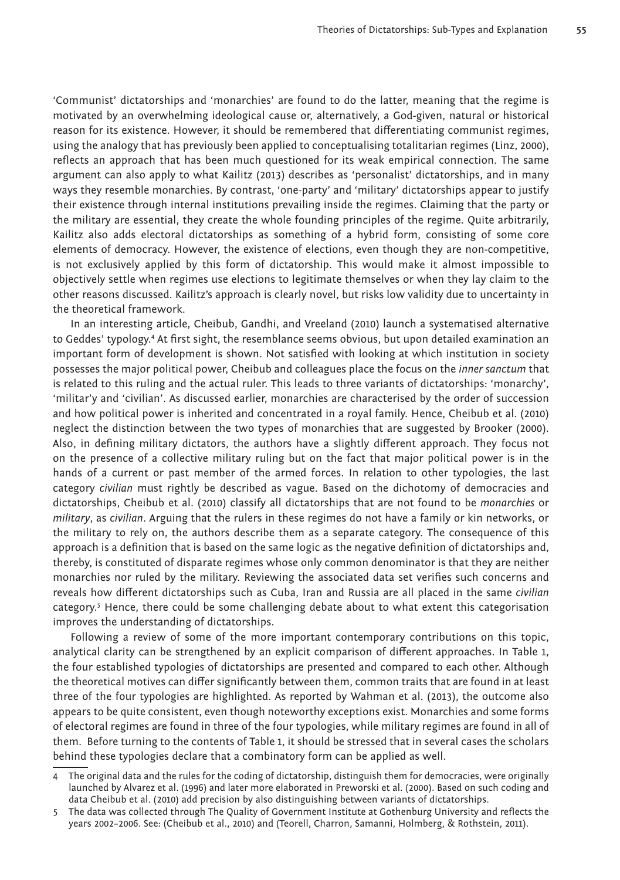'Communist' dictatorships and 'monarchies' are found to do the latter, meaning that the regime is motivated by an overwhelming ideological cause or, alternatively, a God-given, natural or historical reason for its existence. However, it should be remembered that differentiating communist regimes, using the analogy that has previously been applied to conceptualising totalitarian regimes (Linz, 2000), reflects an approach that has been much questioned for its weak empirical connection. The same argument can also apply to what Kailitz (2013) describes as 'personalist' dictatorships, and in many ways they resemble monarchies. By contrast, 'one-party' and 'military' dictatorships appear to justify their existence through internal institutions prevailing inside the regimes. Claiming that the party or the military are essential, they create the whole founding principles of the regime. Quite arbitrarily, Kailitz also adds electoral dictatorships as something of a hybrid form, consisting of some core elements of democracy. However, the existence of elections, even though they are non-competitive, is not exclusively applied by this form of dictatorship. This would make it almost impossible to objectively settle when regimes use elections to legitimate themselves or when they lay claim to the other reasons discussed. Kailitz's approach is clearly novel, but risks low validity due to uncertainty in the theoretical framework.

In an interesting article, Cheibub, Gandhi, and Vreeland (2010) launch a systematised alternative to Geddes' typology.[4] At first sight, the resemblance seems obvious, but upon detailed examination an important form of development is shown. Not satisfied with looking at which institution in society possesses the major political power, Cheibub and colleagues place the focus on the *inner sanctum* that is related to this ruling and the actual ruler. This leads to three variants of dictatorships: 'monarchy', 'militar'y and 'civilian'. As discussed earlier, monarchies are characterised by the order of succession and how political power is inherited and concentrated in a royal family. Hence, Cheibub et al. (2010) neglect the distinction between the two types of monarchies that are suggested by Brooker (2000). Also, in defining military dictators, the authors have a slightly different approach. They focus not on the presence of a collective military ruling but on the fact that major political power is in the hands of a current or past member of the armed forces. In relation to other typologies, the last category *civilian* must rightly be described as vague. Based on the dichotomy of democracies and dictatorships, Cheibub et al. (2010) classify all dictatorships that are not found to be *monarchies* or *military*, as *civilian*. Arguing that the rulers in these regimes do not have a family or kin networks, or the military to rely on, the authors describe them as a separate category. The consequence of this approach is a definition that is based on the same logic as the negative definition of dictatorships and, thereby, is constituted of disparate regimes whose only common denominator is that they are neither monarchies nor ruled by the military. Reviewing the associated data set verifies such concerns and reveals how different dictatorships such as Cuba, Iran and Russia are all placed in the same *civilian* category.[5] Hence, there could be some challenging debate about to what extent this categorisation improves the understanding of dictatorships.

Following a review of some of the more important contemporary contributions on this topic, analytical clarity can be strengthened by an explicit comparison of different approaches. In Table 1, the four established typologies of dictatorships are presented and compared to each other. Although the theoretical motives can differ significantly between them, common traits that are found in at least three of the four typologies are highlighted. As reported by Wahman et al. (2013), the outcome also appears to be quite consistent, even though noteworthy exceptions exist. Monarchies and some forms of electoral regimes are found in three of the four typologies, while military regimes are found in all of them. Before turning to the contents of Table 1, it should be stressed that in several cases the scholars behind these typologies declare that a combinatory form can be applied as well.

---

4 The original data and the rules for the coding of dictatorship, distinguish them for democracies, were originally launched by Alvarez et al. (1996) and later more elaborated in Preworski et al. (2000). Based on such coding and data Cheibub et al. (2010) add precision by also distinguishing between variants of dictatorships.

5 The data was collected through The Quality of Government Institute at Gothenburg University and reflects the years 2002–2006. See: (Cheibub et al., 2010) and (Teorell, Charron, Samanni, Holmberg, & Rothstein, 2011).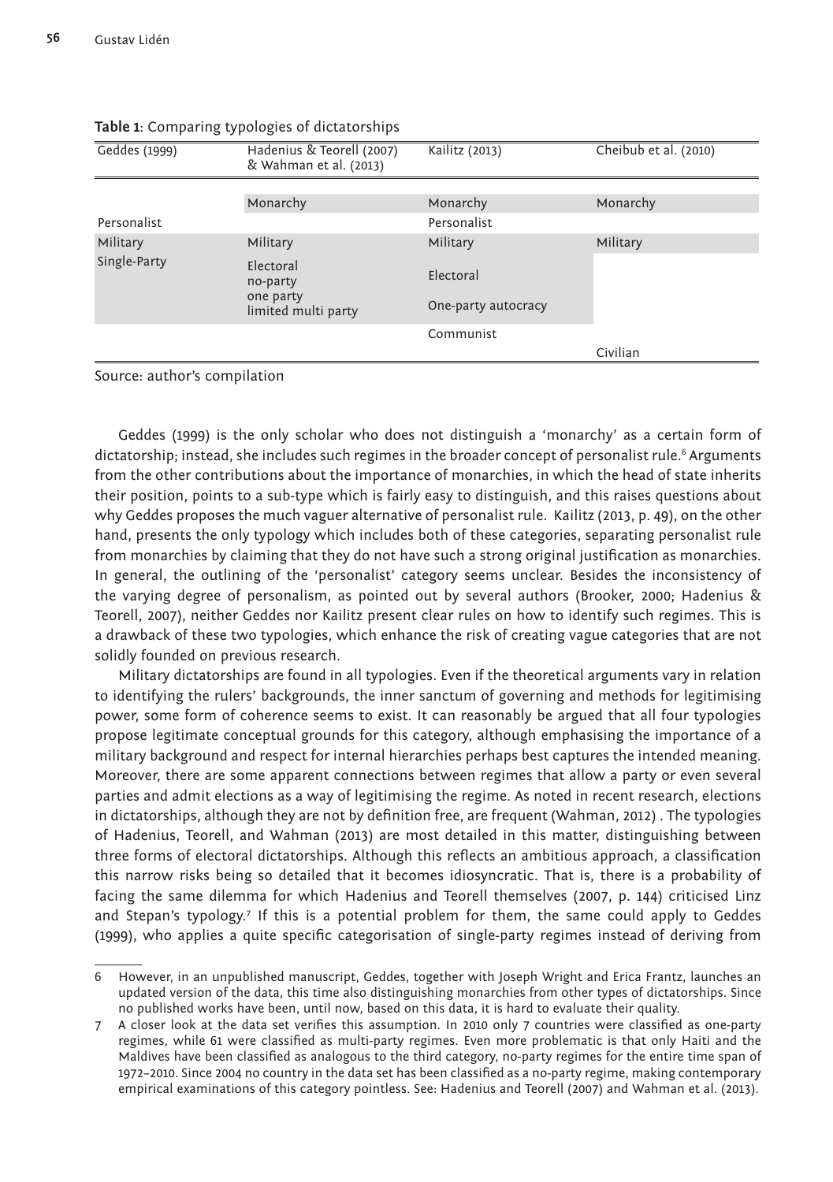**Table 1**: Comparing typologies of dictatorships

| Geddes (1999) | Hadenius & Teorell (2007) & Wahman et al. (2013) | Kailitz (2013) | Cheibub et al. (2010) |
|---|---|---|---|
| | Monarchy | Monarchy | Monarchy |
| Personalist | | Personalist | |
| Military | Military | Military | Military |
| Single-Party | Electoral<br>no-party<br>one party<br>limited multi party | Electoral<br>One-party autocracy | |
| | | Communist | |
| | | | Civilian |

Source: author's compilation

Geddes (1999) is the only scholar who does not distinguish a 'monarchy' as a certain form of dictatorship; instead, she includes such regimes in the broader concept of personalist rule.[6] Arguments from the other contributions about the importance of monarchies, in which the head of state inherits their position, points to a sub-type which is fairly easy to distinguish, and this raises questions about why Geddes proposes the much vaguer alternative of personalist rule. Kailitz (2013, p. 49), on the other hand, presents the only typology which includes both of these categories, separating personalist rule from monarchies by claiming that they do not have such a strong original justification as monarchies. In general, the outlining of the 'personalist' category seems unclear. Besides the inconsistency of the varying degree of personalism, as pointed out by several authors (Brooker, 2000; Hadenius & Teorell, 2007), neither Geddes nor Kailitz present clear rules on how to identify such regimes. This is a drawback of these two typologies, which enhance the risk of creating vague categories that are not solidly founded on previous research.

Military dictatorships are found in all typologies. Even if the theoretical arguments vary in relation to identifying the rulers' backgrounds, the inner sanctum of governing and methods for legitimising power, some form of coherence seems to exist. It can reasonably be argued that all four typologies propose legitimate conceptual grounds for this category, although emphasising the importance of a military background and respect for internal hierarchies perhaps best captures the intended meaning. Moreover, there are some apparent connections between regimes that allow a party or even several parties and admit elections as a way of legitimising the regime. As noted in recent research, elections in dictatorships, although they are not by definition free, are frequent (Wahman, 2012) . The typologies of Hadenius, Teorell, and Wahman (2013) are most detailed in this matter, distinguishing between three forms of electoral dictatorships. Although this reflects an ambitious approach, a classification this narrow risks being so detailed that it becomes idiosyncratic. That is, there is a probability of facing the same dilemma for which Hadenius and Teorell themselves (2007, p. 144) criticised Linz and Stepan's typology.[7] If this is a potential problem for them, the same could apply to Geddes (1999), who applies a quite specific categorisation of single-party regimes instead of deriving from

6 However, in an unpublished manuscript, Geddes, together with Joseph Wright and Erica Frantz, launches an updated version of the data, this time also distinguishing monarchies from other types of dictatorships. Since no published works have been, until now, based on this data, it is hard to evaluate their quality.

7 A closer look at the data set verifies this assumption. In 2010 only 7 countries were classified as one-party regimes, while 61 were classified as multi-party regimes. Even more problematic is that only Haiti and the Maldives have been classified as analogous to the third category, no-party regimes for the entire time span of 1972–2010. Since 2004 no country in the data set has been classified as a no-party regime, making contemporary empirical examinations of this category pointless. See: Hadenius and Teorell (2007) and Wahman et al. (2013).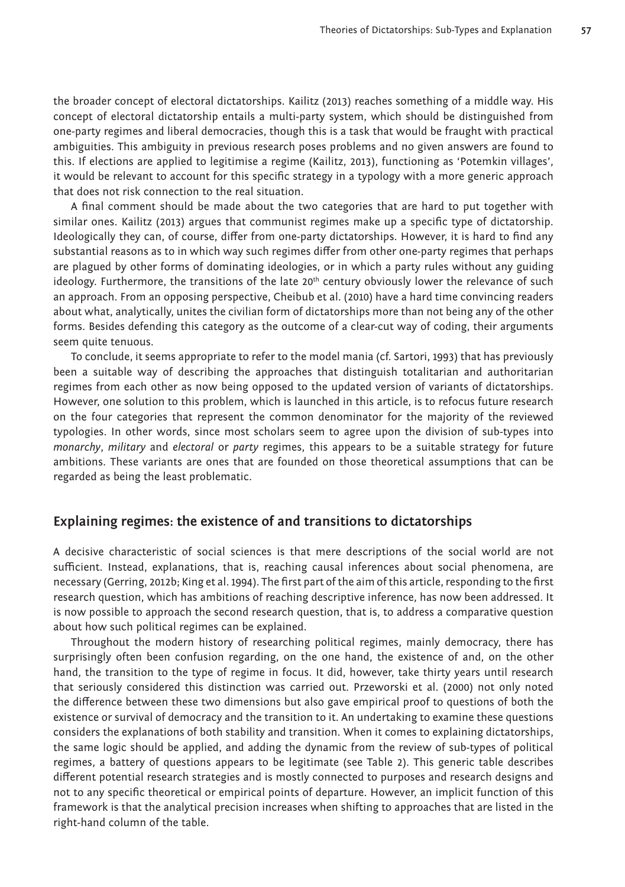the broader concept of electoral dictatorships. Kailitz (2013) reaches something of a middle way. His concept of electoral dictatorship entails a multi-party system, which should be distinguished from one-party regimes and liberal democracies, though this is a task that would be fraught with practical ambiguities. This ambiguity in previous research poses problems and no given answers are found to this. If elections are applied to legitimise a regime (Kailitz, 2013), functioning as 'Potemkin villages', it would be relevant to account for this specific strategy in a typology with a more generic approach that does not risk connection to the real situation.

A final comment should be made about the two categories that are hard to put together with similar ones. Kailitz (2013) argues that communist regimes make up a specific type of dictatorship. Ideologically they can, of course, differ from one-party dictatorships. However, it is hard to find any substantial reasons as to in which way such regimes differ from other one-party regimes that perhaps are plagued by other forms of dominating ideologies, or in which a party rules without any guiding ideology. Furthermore, the transitions of the late 20th century obviously lower the relevance of such an approach. From an opposing perspective, Cheibub et al. (2010) have a hard time convincing readers about what, analytically, unites the civilian form of dictatorships more than not being any of the other forms. Besides defending this category as the outcome of a clear-cut way of coding, their arguments seem quite tenuous.

To conclude, it seems appropriate to refer to the model mania (cf. Sartori, 1993) that has previously been a suitable way of describing the approaches that distinguish totalitarian and authoritarian regimes from each other as now being opposed to the updated version of variants of dictatorships. However, one solution to this problem, which is launched in this article, is to refocus future research on the four categories that represent the common denominator for the majority of the reviewed typologies. In other words, since most scholars seem to agree upon the division of sub-types into *monarchy*, *military* and *electoral* or *party* regimes, this appears to be a suitable strategy for future ambitions. These variants are ones that are founded on those theoretical assumptions that can be regarded as being the least problematic.

## Explaining regimes: the existence of and transitions to dictatorships

A decisive characteristic of social sciences is that mere descriptions of the social world are not sufficient. Instead, explanations, that is, reaching causal inferences about social phenomena, are necessary (Gerring, 2012b; King et al. 1994). The first part of the aim of this article, responding to the first research question, which has ambitions of reaching descriptive inference, has now been addressed. It is now possible to approach the second research question, that is, to address a comparative question about how such political regimes can be explained.

Throughout the modern history of researching political regimes, mainly democracy, there has surprisingly often been confusion regarding, on the one hand, the existence of and, on the other hand, the transition to the type of regime in focus. It did, however, take thirty years until research that seriously considered this distinction was carried out. Przeworski et al. (2000) not only noted the difference between these two dimensions but also gave empirical proof to questions of both the existence or survival of democracy and the transition to it. An undertaking to examine these questions considers the explanations of both stability and transition. When it comes to explaining dictatorships, the same logic should be applied, and adding the dynamic from the review of sub-types of political regimes, a battery of questions appears to be legitimate (see Table 2). This generic table describes different potential research strategies and is mostly connected to purposes and research designs and not to any specific theoretical or empirical points of departure. However, an implicit function of this framework is that the analytical precision increases when shifting to approaches that are listed in the right-hand column of the table.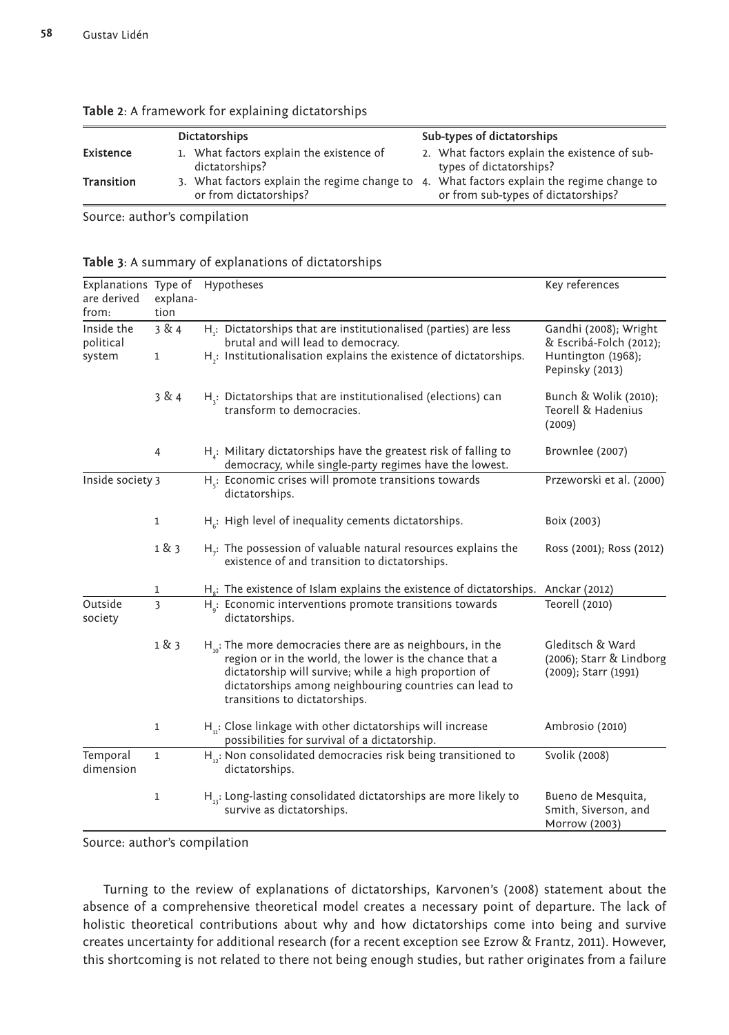**Table 2**: A framework for explaining dictatorships

| | Dictatorships | Sub-types of dictatorships |
|---|---|---|
| **Existence** | 1. What factors explain the existence of dictatorships? | 2. What factors explain the existence of sub-types of dictatorships? |
| **Transition** | 3. What factors explain the regime change to or from dictatorships? | 4. What factors explain the regime change to or from sub-types of dictatorships? |

Source: author's compilation

**Table 3**: A summary of explanations of dictatorships

| Explanations are derived from: | Type of explanation | Hypotheses | Key references |
|---|---|---|---|
| Inside the political system | 3 & 4 | $H_1$: Dictatorships that are institutionalised (parties) are less brutal and will lead to democracy. | Gandhi (2008); Wright & Escribá-Folch (2012); |
| | 1 | $H_2$: Institutionalisation explains the existence of dictatorships. | Huntington (1968); Pepinsky (2013) |
| | 3 & 4 | $H_3$: Dictatorships that are institutionalised (elections) can transform to democracies. | Bunch & Wolik (2010); Teorell & Hadenius (2009) |
| | 4 | $H_4$: Military dictatorships have the greatest risk of falling to democracy, while single-party regimes have the lowest. | Brownlee (2007) |
| Inside society | 3 | $H_5$: Economic crises will promote transitions towards dictatorships. | Przeworski et al. (2000) |
| | 1 | $H_6$: High level of inequality cements dictatorships. | Boix (2003) |
| | 1 & 3 | $H_7$: The possession of valuable natural resources explains the existence of and transition to dictatorships. | Ross (2001); Ross (2012) |
| | 1 | $H_8$: The existence of Islam explains the existence of dictatorships. | Anckar (2012) |
| Outside society | 3 | $H_9$: Economic interventions promote transitions towards dictatorships. | Teorell (2010) |
| | 1 & 3 | $H_{10}$: The more democracies there are as neighbours, in the region or in the world, the lower is the chance that a dictatorship will survive; while a high proportion of dictatorships among neighbouring countries can lead to transitions to dictatorships. | Gleditsch & Ward (2006); Starr & Lindborg (2009); Starr (1991) |
| | 1 | $H_{11}$: Close linkage with other dictatorships will increase possibilities for survival of a dictatorship. | Ambrosio (2010) |
| Temporal dimension | 1 | $H_{12}$: Non consolidated democracies risk being transitioned to dictatorships. | Svolik (2008) |
| | 1 | $H_{13}$: Long-lasting consolidated dictatorships are more likely to survive as dictatorships. | Bueno de Mesquita, Smith, Siverson, and Morrow (2003) |

Source: author's compilation

Turning to the review of explanations of dictatorships, Karvonen's (2008) statement about the absence of a comprehensive theoretical model creates a necessary point of departure. The lack of holistic theoretical contributions about why and how dictatorships come into being and survive creates uncertainty for additional research (for a recent exception see Ezrow & Frantz, 2011). However, this shortcoming is not related to there not being enough studies, but rather originates from a failure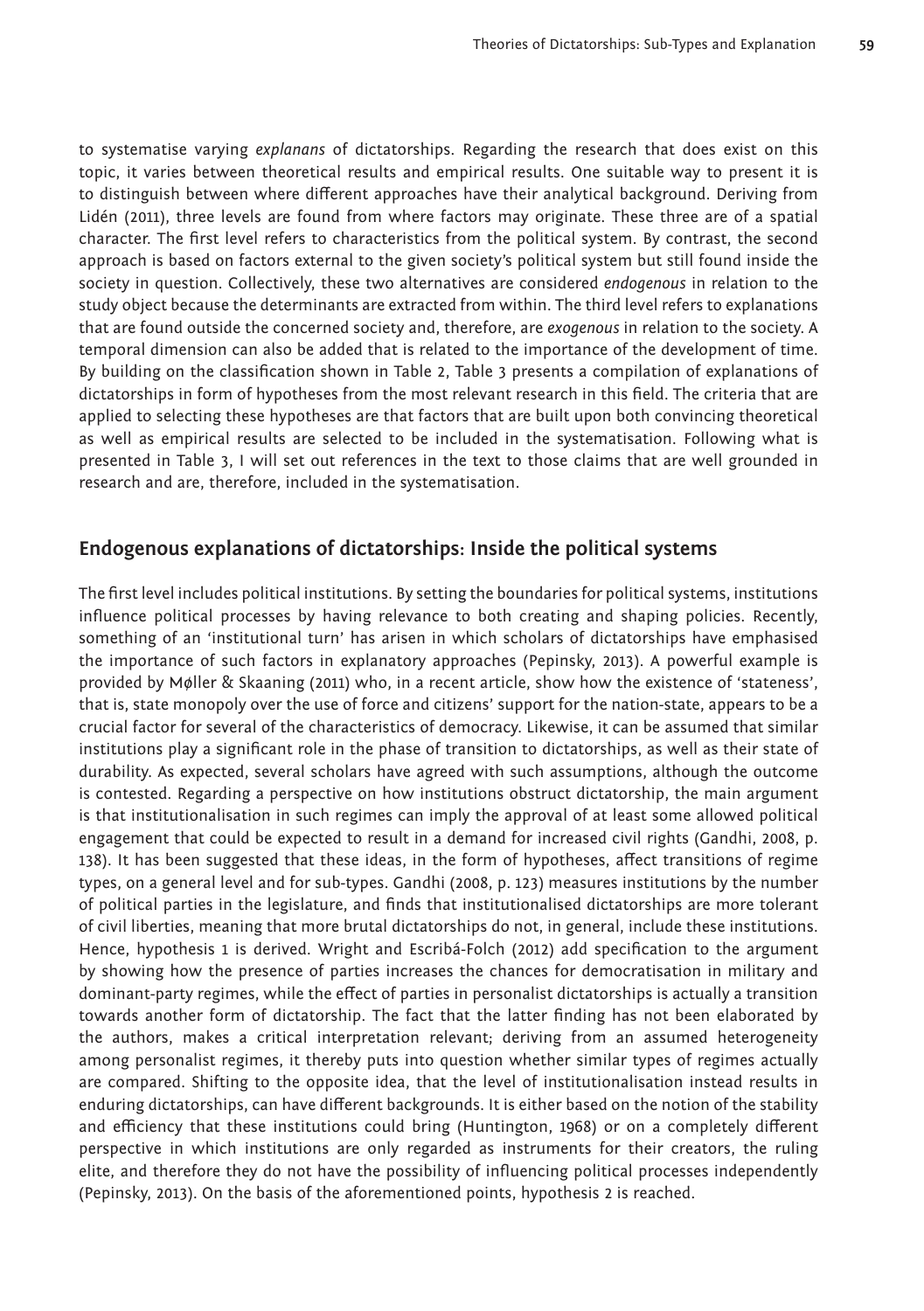to systematise varying *explanans* of dictatorships. Regarding the research that does exist on this topic, it varies between theoretical results and empirical results. One suitable way to present it is to distinguish between where different approaches have their analytical background. Deriving from Lidén (2011), three levels are found from where factors may originate. These three are of a spatial character. The first level refers to characteristics from the political system. By contrast, the second approach is based on factors external to the given society's political system but still found inside the society in question. Collectively, these two alternatives are considered *endogenous* in relation to the study object because the determinants are extracted from within. The third level refers to explanations that are found outside the concerned society and, therefore, are *exogenous* in relation to the society. A temporal dimension can also be added that is related to the importance of the development of time. By building on the classification shown in Table 2, Table 3 presents a compilation of explanations of dictatorships in form of hypotheses from the most relevant research in this field. The criteria that are applied to selecting these hypotheses are that factors that are built upon both convincing theoretical as well as empirical results are selected to be included in the systematisation. Following what is presented in Table 3, I will set out references in the text to those claims that are well grounded in research and are, therefore, included in the systematisation.

## Endogenous explanations of dictatorships: Inside the political systems

The first level includes political institutions. By setting the boundaries for political systems, institutions influence political processes by having relevance to both creating and shaping policies. Recently, something of an 'institutional turn' has arisen in which scholars of dictatorships have emphasised the importance of such factors in explanatory approaches (Pepinsky, 2013). A powerful example is provided by Møller & Skaaning (2011) who, in a recent article, show how the existence of 'stateness', that is, state monopoly over the use of force and citizens' support for the nation-state, appears to be a crucial factor for several of the characteristics of democracy. Likewise, it can be assumed that similar institutions play a significant role in the phase of transition to dictatorships, as well as their state of durability. As expected, several scholars have agreed with such assumptions, although the outcome is contested. Regarding a perspective on how institutions obstruct dictatorship, the main argument is that institutionalisation in such regimes can imply the approval of at least some allowed political engagement that could be expected to result in a demand for increased civil rights (Gandhi, 2008, p. 138). It has been suggested that these ideas, in the form of hypotheses, affect transitions of regime types, on a general level and for sub-types. Gandhi (2008, p. 123) measures institutions by the number of political parties in the legislature, and finds that institutionalised dictatorships are more tolerant of civil liberties, meaning that more brutal dictatorships do not, in general, include these institutions. Hence, hypothesis 1 is derived. Wright and Escribá-Folch (2012) add specification to the argument by showing how the presence of parties increases the chances for democratisation in military and dominant-party regimes, while the effect of parties in personalist dictatorships is actually a transition towards another form of dictatorship. The fact that the latter finding has not been elaborated by the authors, makes a critical interpretation relevant; deriving from an assumed heterogeneity among personalist regimes, it thereby puts into question whether similar types of regimes actually are compared. Shifting to the opposite idea, that the level of institutionalisation instead results in enduring dictatorships, can have different backgrounds. It is either based on the notion of the stability and efficiency that these institutions could bring (Huntington, 1968) or on a completely different perspective in which institutions are only regarded as instruments for their creators, the ruling elite, and therefore they do not have the possibility of influencing political processes independently (Pepinsky, 2013). On the basis of the aforementioned points, hypothesis 2 is reached.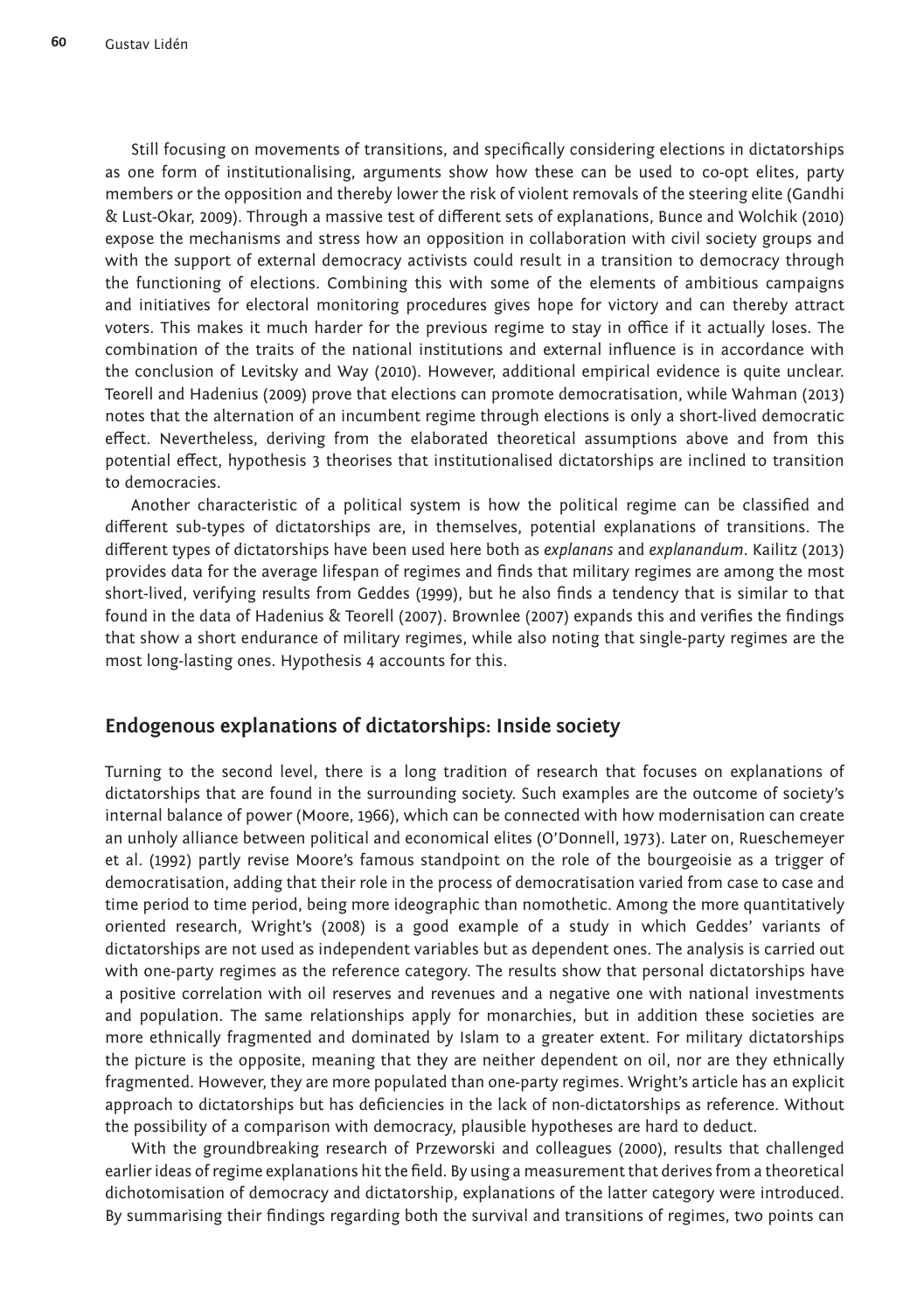Still focusing on movements of transitions, and specifically considering elections in dictatorships as one form of institutionalising, arguments show how these can be used to co-opt elites, party members or the opposition and thereby lower the risk of violent removals of the steering elite (Gandhi & Lust-Okar, 2009). Through a massive test of different sets of explanations, Bunce and Wolchik (2010) expose the mechanisms and stress how an opposition in collaboration with civil society groups and with the support of external democracy activists could result in a transition to democracy through the functioning of elections. Combining this with some of the elements of ambitious campaigns and initiatives for electoral monitoring procedures gives hope for victory and can thereby attract voters. This makes it much harder for the previous regime to stay in office if it actually loses. The combination of the traits of the national institutions and external influence is in accordance with the conclusion of Levitsky and Way (2010). However, additional empirical evidence is quite unclear. Teorell and Hadenius (2009) prove that elections can promote democratisation, while Wahman (2013) notes that the alternation of an incumbent regime through elections is only a short-lived democratic effect. Nevertheless, deriving from the elaborated theoretical assumptions above and from this potential effect, hypothesis 3 theorises that institutionalised dictatorships are inclined to transition to democracies.

Another characteristic of a political system is how the political regime can be classified and different sub-types of dictatorships are, in themselves, potential explanations of transitions. The different types of dictatorships have been used here both as *explanans* and *explanandum*. Kailitz (2013) provides data for the average lifespan of regimes and finds that military regimes are among the most short-lived, verifying results from Geddes (1999), but he also finds a tendency that is similar to that found in the data of Hadenius & Teorell (2007). Brownlee (2007) expands this and verifies the findings that show a short endurance of military regimes, while also noting that single-party regimes are the most long-lasting ones. Hypothesis 4 accounts for this.

## Endogenous explanations of dictatorships: Inside society

Turning to the second level, there is a long tradition of research that focuses on explanations of dictatorships that are found in the surrounding society. Such examples are the outcome of society's internal balance of power (Moore, 1966), which can be connected with how modernisation can create an unholy alliance between political and economical elites (O'Donnell, 1973). Later on, Rueschemeyer et al. (1992) partly revise Moore's famous standpoint on the role of the bourgeoisie as a trigger of democratisation, adding that their role in the process of democratisation varied from case to case and time period to time period, being more ideographic than nomothetic. Among the more quantitatively oriented research, Wright's (2008) is a good example of a study in which Geddes' variants of dictatorships are not used as independent variables but as dependent ones. The analysis is carried out with one-party regimes as the reference category. The results show that personal dictatorships have a positive correlation with oil reserves and revenues and a negative one with national investments and population. The same relationships apply for monarchies, but in addition these societies are more ethnically fragmented and dominated by Islam to a greater extent. For military dictatorships the picture is the opposite, meaning that they are neither dependent on oil, nor are they ethnically fragmented. However, they are more populated than one-party regimes. Wright's article has an explicit approach to dictatorships but has deficiencies in the lack of non-dictatorships as reference. Without the possibility of a comparison with democracy, plausible hypotheses are hard to deduct.

With the groundbreaking research of Przeworski and colleagues (2000), results that challenged earlier ideas of regime explanations hit the field. By using a measurement that derives from a theoretical dichotomisation of democracy and dictatorship, explanations of the latter category were introduced. By summarising their findings regarding both the survival and transitions of regimes, two points can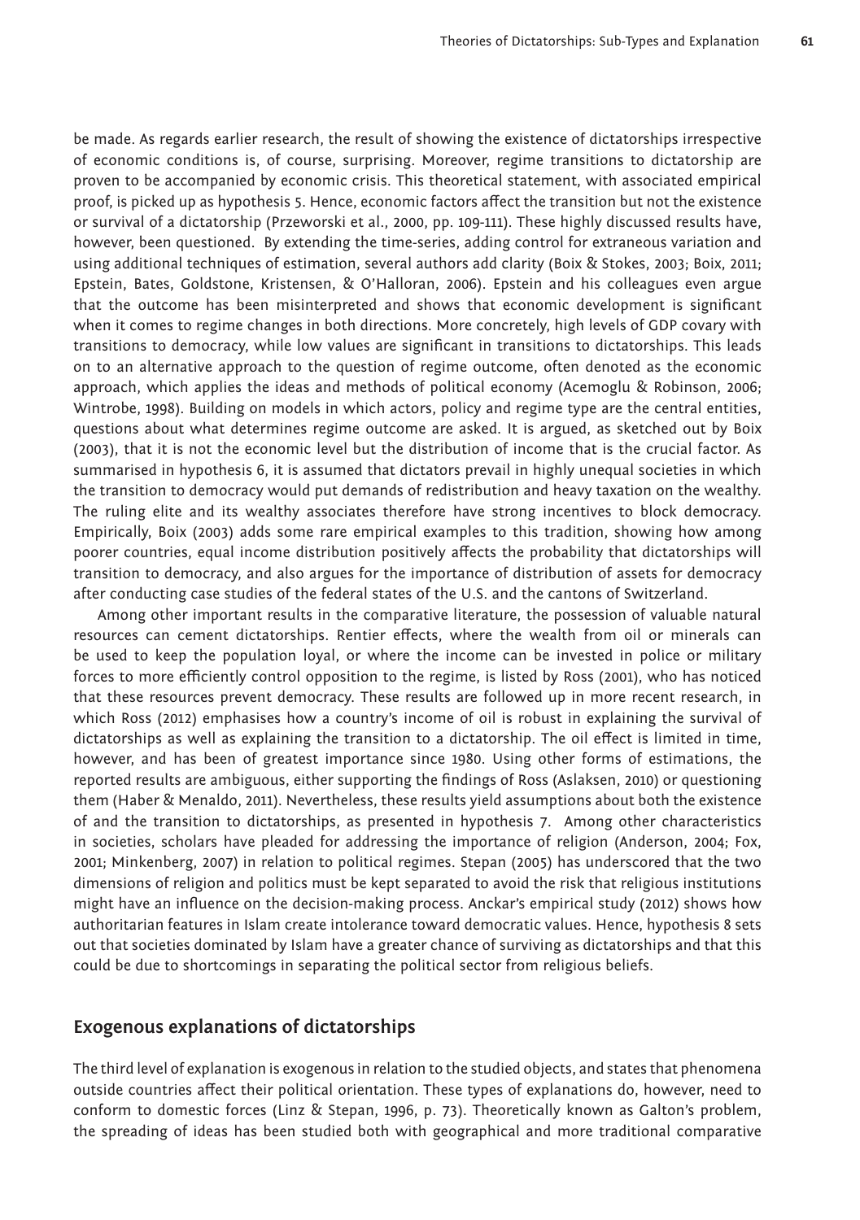be made. As regards earlier research, the result of showing the existence of dictatorships irrespective of economic conditions is, of course, surprising. Moreover, regime transitions to dictatorship are proven to be accompanied by economic crisis. This theoretical statement, with associated empirical proof, is picked up as hypothesis 5. Hence, economic factors affect the transition but not the existence or survival of a dictatorship (Przeworski et al., 2000, pp. 109-111). These highly discussed results have, however, been questioned. By extending the time-series, adding control for extraneous variation and using additional techniques of estimation, several authors add clarity (Boix & Stokes, 2003; Boix, 2011; Epstein, Bates, Goldstone, Kristensen, & O'Halloran, 2006). Epstein and his colleagues even argue that the outcome has been misinterpreted and shows that economic development is significant when it comes to regime changes in both directions. More concretely, high levels of GDP covary with transitions to democracy, while low values are significant in transitions to dictatorships. This leads on to an alternative approach to the question of regime outcome, often denoted as the economic approach, which applies the ideas and methods of political economy (Acemoglu & Robinson, 2006; Wintrobe, 1998). Building on models in which actors, policy and regime type are the central entities, questions about what determines regime outcome are asked. It is argued, as sketched out by Boix (2003), that it is not the economic level but the distribution of income that is the crucial factor. As summarised in hypothesis 6, it is assumed that dictators prevail in highly unequal societies in which the transition to democracy would put demands of redistribution and heavy taxation on the wealthy. The ruling elite and its wealthy associates therefore have strong incentives to block democracy. Empirically, Boix (2003) adds some rare empirical examples to this tradition, showing how among poorer countries, equal income distribution positively affects the probability that dictatorships will transition to democracy, and also argues for the importance of distribution of assets for democracy after conducting case studies of the federal states of the U.S. and the cantons of Switzerland.

Among other important results in the comparative literature, the possession of valuable natural resources can cement dictatorships. Rentier effects, where the wealth from oil or minerals can be used to keep the population loyal, or where the income can be invested in police or military forces to more efficiently control opposition to the regime, is listed by Ross (2001), who has noticed that these resources prevent democracy. These results are followed up in more recent research, in which Ross (2012) emphasises how a country's income of oil is robust in explaining the survival of dictatorships as well as explaining the transition to a dictatorship. The oil effect is limited in time, however, and has been of greatest importance since 1980. Using other forms of estimations, the reported results are ambiguous, either supporting the findings of Ross (Aslaksen, 2010) or questioning them (Haber & Menaldo, 2011). Nevertheless, these results yield assumptions about both the existence of and the transition to dictatorships, as presented in hypothesis 7. Among other characteristics in societies, scholars have pleaded for addressing the importance of religion (Anderson, 2004; Fox, 2001; Minkenberg, 2007) in relation to political regimes. Stepan (2005) has underscored that the two dimensions of religion and politics must be kept separated to avoid the risk that religious institutions might have an influence on the decision-making process. Anckar's empirical study (2012) shows how authoritarian features in Islam create intolerance toward democratic values. Hence, hypothesis 8 sets out that societies dominated by Islam have a greater chance of surviving as dictatorships and that this could be due to shortcomings in separating the political sector from religious beliefs.

## Exogenous explanations of dictatorships

The third level of explanation is exogenous in relation to the studied objects, and states that phenomena outside countries affect their political orientation. These types of explanations do, however, need to conform to domestic forces (Linz & Stepan, 1996, p. 73). Theoretically known as Galton's problem, the spreading of ideas has been studied both with geographical and more traditional comparative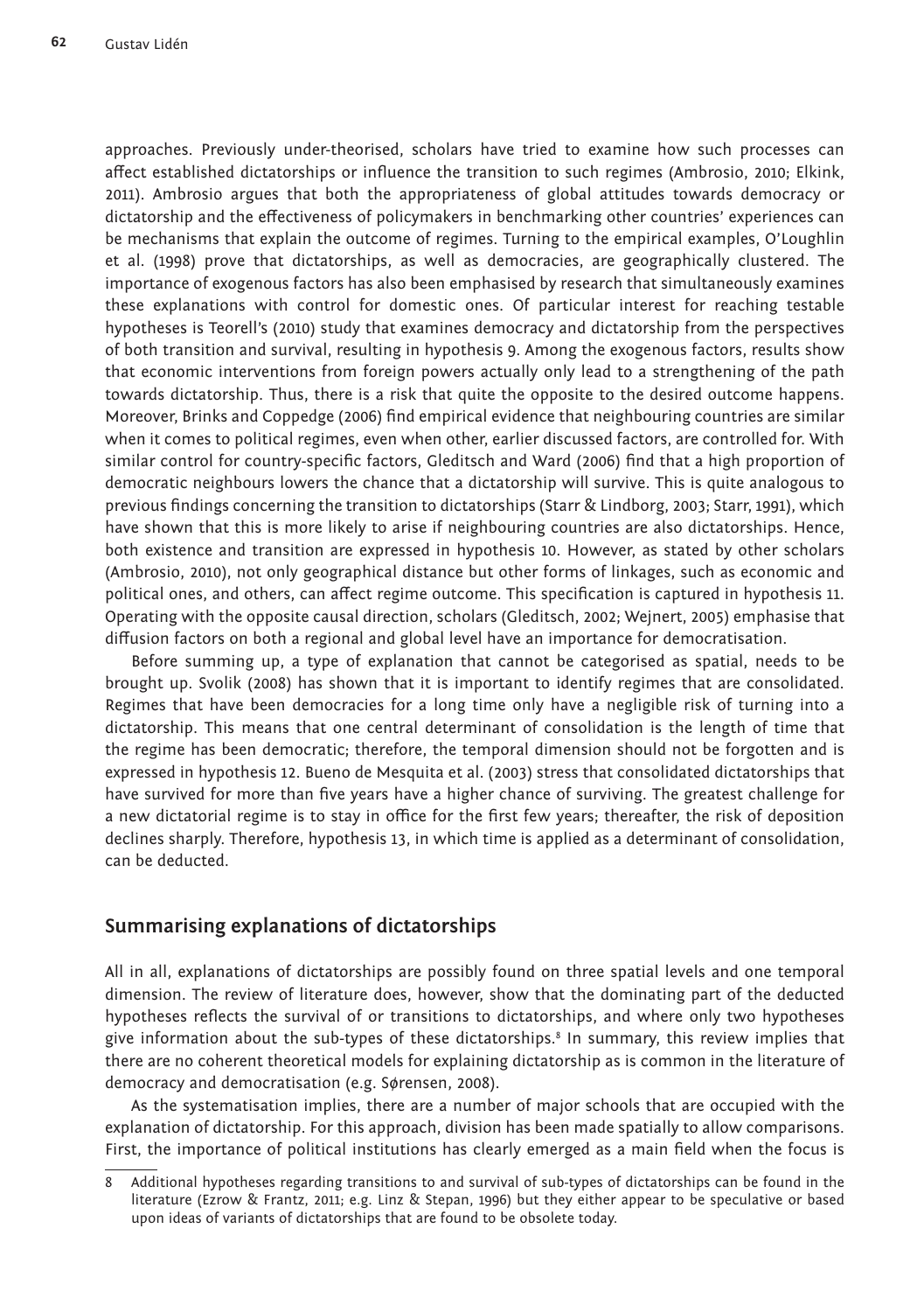approaches. Previously under-theorised, scholars have tried to examine how such processes can affect established dictatorships or influence the transition to such regimes (Ambrosio, 2010; Elkink, 2011). Ambrosio argues that both the appropriateness of global attitudes towards democracy or dictatorship and the effectiveness of policymakers in benchmarking other countries' experiences can be mechanisms that explain the outcome of regimes. Turning to the empirical examples, O'Loughlin et al. (1998) prove that dictatorships, as well as democracies, are geographically clustered. The importance of exogenous factors has also been emphasised by research that simultaneously examines these explanations with control for domestic ones. Of particular interest for reaching testable hypotheses is Teorell's (2010) study that examines democracy and dictatorship from the perspectives of both transition and survival, resulting in hypothesis 9. Among the exogenous factors, results show that economic interventions from foreign powers actually only lead to a strengthening of the path towards dictatorship. Thus, there is a risk that quite the opposite to the desired outcome happens. Moreover, Brinks and Coppedge (2006) find empirical evidence that neighbouring countries are similar when it comes to political regimes, even when other, earlier discussed factors, are controlled for. With similar control for country-specific factors, Gleditsch and Ward (2006) find that a high proportion of democratic neighbours lowers the chance that a dictatorship will survive. This is quite analogous to previous findings concerning the transition to dictatorships (Starr & Lindborg, 2003; Starr, 1991), which have shown that this is more likely to arise if neighbouring countries are also dictatorships. Hence, both existence and transition are expressed in hypothesis 10. However, as stated by other scholars (Ambrosio, 2010), not only geographical distance but other forms of linkages, such as economic and political ones, and others, can affect regime outcome. This specification is captured in hypothesis 11. Operating with the opposite causal direction, scholars (Gleditsch, 2002; Wejnert, 2005) emphasise that diffusion factors on both a regional and global level have an importance for democratisation.

Before summing up, a type of explanation that cannot be categorised as spatial, needs to be brought up. Svolik (2008) has shown that it is important to identify regimes that are consolidated. Regimes that have been democracies for a long time only have a negligible risk of turning into a dictatorship. This means that one central determinant of consolidation is the length of time that the regime has been democratic; therefore, the temporal dimension should not be forgotten and is expressed in hypothesis 12. Bueno de Mesquita et al. (2003) stress that consolidated dictatorships that have survived for more than five years have a higher chance of surviving. The greatest challenge for a new dictatorial regime is to stay in office for the first few years; thereafter, the risk of deposition declines sharply. Therefore, hypothesis 13, in which time is applied as a determinant of consolidation, can be deducted.

## Summarising explanations of dictatorships

All in all, explanations of dictatorships are possibly found on three spatial levels and one temporal dimension. The review of literature does, however, show that the dominating part of the deducted hypotheses reflects the survival of or transitions to dictatorships, and where only two hypotheses give information about the sub-types of these dictatorships.[8] In summary, this review implies that there are no coherent theoretical models for explaining dictatorship as is common in the literature of democracy and democratisation (e.g. Sørensen, 2008).

As the systematisation implies, there are a number of major schools that are occupied with the explanation of dictatorship. For this approach, division has been made spatially to allow comparisons. First, the importance of political institutions has clearly emerged as a main field when the focus is

8 Additional hypotheses regarding transitions to and survival of sub-types of dictatorships can be found in the literature (Ezrow & Frantz, 2011; e.g. Linz & Stepan, 1996) but they either appear to be speculative or based upon ideas of variants of dictatorships that are found to be obsolete today.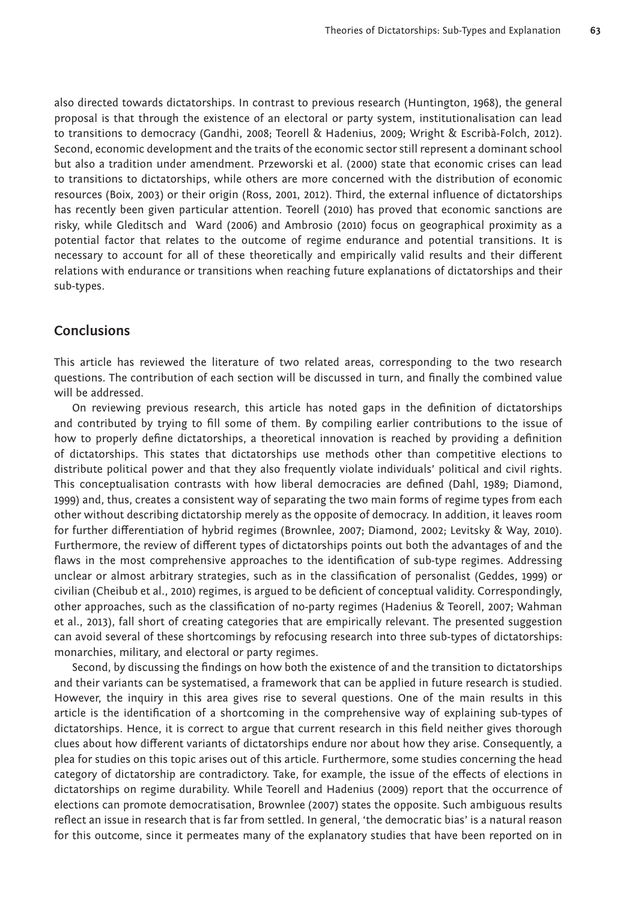also directed towards dictatorships. In contrast to previous research (Huntington, 1968), the general proposal is that through the existence of an electoral or party system, institutionalisation can lead to transitions to democracy (Gandhi, 2008; Teorell & Hadenius, 2009; Wright & Escribà-Folch, 2012). Second, economic development and the traits of the economic sector still represent a dominant school but also a tradition under amendment. Przeworski et al. (2000) state that economic crises can lead to transitions to dictatorships, while others are more concerned with the distribution of economic resources (Boix, 2003) or their origin (Ross, 2001, 2012). Third, the external influence of dictatorships has recently been given particular attention. Teorell (2010) has proved that economic sanctions are risky, while Gleditsch and Ward (2006) and Ambrosio (2010) focus on geographical proximity as a potential factor that relates to the outcome of regime endurance and potential transitions. It is necessary to account for all of these theoretically and empirically valid results and their different relations with endurance or transitions when reaching future explanations of dictatorships and their sub-types.

## Conclusions

This article has reviewed the literature of two related areas, corresponding to the two research questions. The contribution of each section will be discussed in turn, and finally the combined value will be addressed.

On reviewing previous research, this article has noted gaps in the definition of dictatorships and contributed by trying to fill some of them. By compiling earlier contributions to the issue of how to properly define dictatorships, a theoretical innovation is reached by providing a definition of dictatorships. This states that dictatorships use methods other than competitive elections to distribute political power and that they also frequently violate individuals' political and civil rights. This conceptualisation contrasts with how liberal democracies are defined (Dahl, 1989; Diamond, 1999) and, thus, creates a consistent way of separating the two main forms of regime types from each other without describing dictatorship merely as the opposite of democracy. In addition, it leaves room for further differentiation of hybrid regimes (Brownlee, 2007; Diamond, 2002; Levitsky & Way, 2010). Furthermore, the review of different types of dictatorships points out both the advantages of and the flaws in the most comprehensive approaches to the identification of sub-type regimes. Addressing unclear or almost arbitrary strategies, such as in the classification of personalist (Geddes, 1999) or civilian (Cheibub et al., 2010) regimes, is argued to be deficient of conceptual validity. Correspondingly, other approaches, such as the classification of no-party regimes (Hadenius & Teorell, 2007; Wahman et al., 2013), fall short of creating categories that are empirically relevant. The presented suggestion can avoid several of these shortcomings by refocusing research into three sub-types of dictatorships: monarchies, military, and electoral or party regimes.

Second, by discussing the findings on how both the existence of and the transition to dictatorships and their variants can be systematised, a framework that can be applied in future research is studied. However, the inquiry in this area gives rise to several questions. One of the main results in this article is the identification of a shortcoming in the comprehensive way of explaining sub-types of dictatorships. Hence, it is correct to argue that current research in this field neither gives thorough clues about how different variants of dictatorships endure nor about how they arise. Consequently, a plea for studies on this topic arises out of this article. Furthermore, some studies concerning the head category of dictatorship are contradictory. Take, for example, the issue of the effects of elections in dictatorships on regime durability. While Teorell and Hadenius (2009) report that the occurrence of elections can promote democratisation, Brownlee (2007) states the opposite. Such ambiguous results reflect an issue in research that is far from settled. In general, 'the democratic bias' is a natural reason for this outcome, since it permeates many of the explanatory studies that have been reported on in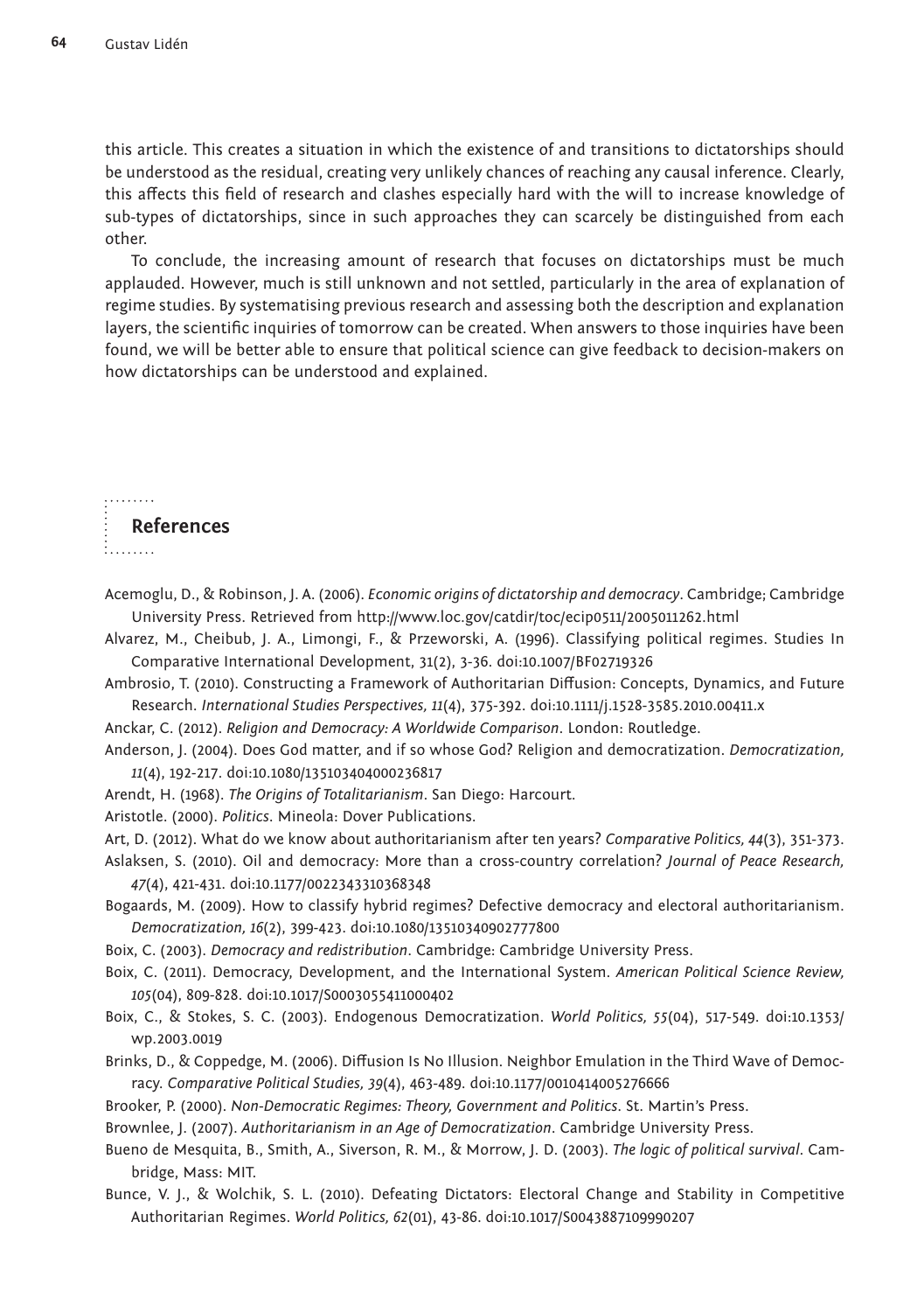this article. This creates a situation in which the existence of and transitions to dictatorships should be understood as the residual, creating very unlikely chances of reaching any causal inference. Clearly, this affects this field of research and clashes especially hard with the will to increase knowledge of sub-types of dictatorships, since in such approaches they can scarcely be distinguished from each other.

To conclude, the increasing amount of research that focuses on dictatorships must be much applauded. However, much is still unknown and not settled, particularly in the area of explanation of regime studies. By systematising previous research and assessing both the description and explanation layers, the scientific inquiries of tomorrow can be created. When answers to those inquiries have been found, we will be better able to ensure that political science can give feedback to decision-makers on how dictatorships can be understood and explained.

## References

Acemoglu, D., & Robinson, J. A. (2006). *Economic origins of dictatorship and democracy*. Cambridge; Cambridge University Press. Retrieved from http://www.loc.gov/catdir/toc/ecip0511/2005011262.html

Alvarez, M., Cheibub, J. A., Limongi, F., & Przeworski, A. (1996). Classifying political regimes. Studies In Comparative International Development, 31(2), 3-36. doi:10.1007/BF02719326

Ambrosio, T. (2010). Constructing a Framework of Authoritarian Diffusion: Concepts, Dynamics, and Future Research. *International Studies Perspectives, 11*(4), 375-392. doi:10.1111/j.1528-3585.2010.00411.x

Anckar, C. (2012). *Religion and Democracy: A Worldwide Comparison*. London: Routledge.

Anderson, J. (2004). Does God matter, and if so whose God? Religion and democratization. *Democratization, 11*(4), 192-217. doi:10.1080/135103404000236817

Arendt, H. (1968). *The Origins of Totalitarianism*. San Diego: Harcourt.

Aristotle. (2000). *Politics*. Mineola: Dover Publications.

Art, D. (2012). What do we know about authoritarianism after ten years? *Comparative Politics, 44*(3), 351-373.

Aslaksen, S. (2010). Oil and democracy: More than a cross-country correlation? *Journal of Peace Research, 47*(4), 421-431. doi:10.1177/0022343310368348

Bogaards, M. (2009). How to classify hybrid regimes? Defective democracy and electoral authoritarianism. *Democratization, 16*(2), 399-423. doi:10.1080/13510340902777800

Boix, C. (2003). *Democracy and redistribution*. Cambridge: Cambridge University Press.

Boix, C. (2011). Democracy, Development, and the International System. *American Political Science Review, 105*(04), 809-828. doi:10.1017/S0003055411000402

Boix, C., & Stokes, S. C. (2003). Endogenous Democratization. *World Politics, 55*(04), 517-549. doi:10.1353/wp.2003.0019

Brinks, D., & Coppedge, M. (2006). Diffusion Is No Illusion. Neighbor Emulation in the Third Wave of Democracy. *Comparative Political Studies, 39*(4), 463-489. doi:10.1177/0010414005276666

Brooker, P. (2000). *Non-Democratic Regimes: Theory, Government and Politics*. St. Martin's Press.

Brownlee, J. (2007). *Authoritarianism in an Age of Democratization*. Cambridge University Press.

Bueno de Mesquita, B., Smith, A., Siverson, R. M., & Morrow, J. D. (2003). *The logic of political survival*. Cambridge, Mass: MIT.

Bunce, V. J., & Wolchik, S. L. (2010). Defeating Dictators: Electoral Change and Stability in Competitive Authoritarian Regimes. *World Politics, 62*(01), 43-86. doi:10.1017/S0043887109990207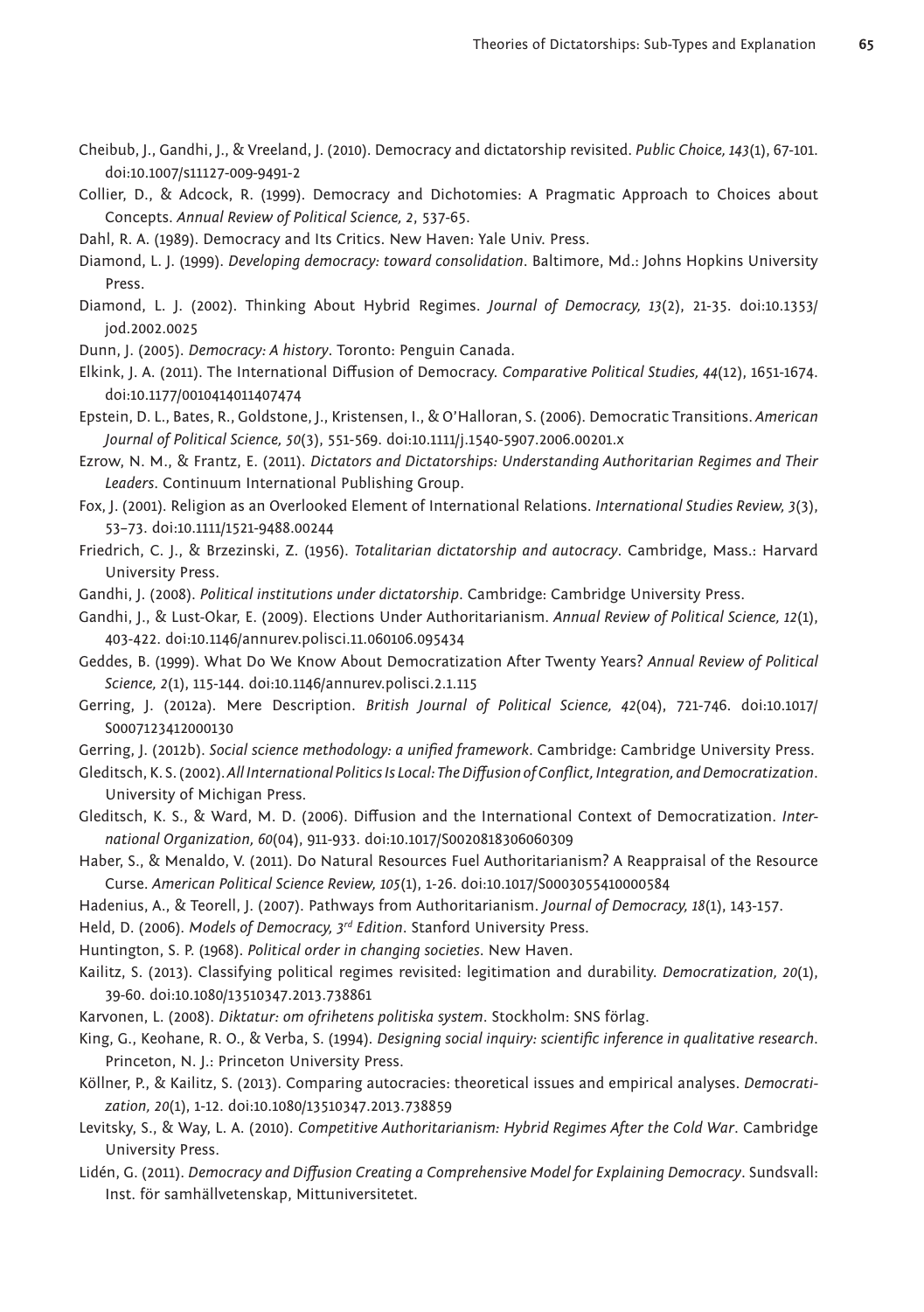Cheibub, J., Gandhi, J., & Vreeland, J. (2010). Democracy and dictatorship revisited. *Public Choice, 143*(1), 67-101. doi:10.1007/s11127-009-9491-2

Collier, D., & Adcock, R. (1999). Democracy and Dichotomies: A Pragmatic Approach to Choices about Concepts. *Annual Review of Political Science, 2*, 537-65.

Dahl, R. A. (1989). Democracy and Its Critics. New Haven: Yale Univ. Press.

Diamond, L. J. (1999). *Developing democracy: toward consolidation*. Baltimore, Md.: Johns Hopkins University Press.

Diamond, L. J. (2002). Thinking About Hybrid Regimes. *Journal of Democracy, 13*(2), 21-35. doi:10.1353/jod.2002.0025

Dunn, J. (2005). *Democracy: A history*. Toronto: Penguin Canada.

Elkink, J. A. (2011). The International Diffusion of Democracy. *Comparative Political Studies, 44*(12), 1651-1674. doi:10.1177/0010414011407474

Epstein, D. L., Bates, R., Goldstone, J., Kristensen, I., & O'Halloran, S. (2006). Democratic Transitions. *American Journal of Political Science, 50*(3), 551-569. doi:10.1111/j.1540-5907.2006.00201.x

Ezrow, N. M., & Frantz, E. (2011). *Dictators and Dictatorships: Understanding Authoritarian Regimes and Their Leaders*. Continuum International Publishing Group.

Fox, J. (2001). Religion as an Overlooked Element of International Relations. *International Studies Review, 3*(3), 53–73. doi:10.1111/1521-9488.00244

Friedrich, C. J., & Brzezinski, Z. (1956). *Totalitarian dictatorship and autocracy*. Cambridge, Mass.: Harvard University Press.

Gandhi, J. (2008). *Political institutions under dictatorship*. Cambridge: Cambridge University Press.

Gandhi, J., & Lust-Okar, E. (2009). Elections Under Authoritarianism. *Annual Review of Political Science, 12*(1), 403-422. doi:10.1146/annurev.polisci.11.060106.095434

Geddes, B. (1999). What Do We Know About Democratization After Twenty Years? *Annual Review of Political Science, 2*(1), 115-144. doi:10.1146/annurev.polisci.2.1.115

Gerring, J. (2012a). Mere Description. *British Journal of Political Science, 42*(04), 721-746. doi:10.1017/S0007123412000130

Gerring, J. (2012b). *Social science methodology: a unified framework*. Cambridge: Cambridge University Press.

Gleditsch, K. S. (2002). *All International Politics Is Local: The Diffusion of Conflict, Integration, and Democratization*. University of Michigan Press.

Gleditsch, K. S., & Ward, M. D. (2006). Diffusion and the International Context of Democratization. *International Organization, 60*(04), 911-933. doi:10.1017/S0020818306060309

Haber, S., & Menaldo, V. (2011). Do Natural Resources Fuel Authoritarianism? A Reappraisal of the Resource Curse. *American Political Science Review, 105*(1), 1-26. doi:10.1017/S0003055410000584

Hadenius, A., & Teorell, J. (2007). Pathways from Authoritarianism. *Journal of Democracy, 18*(1), 143-157.

Held, D. (2006). *Models of Democracy, 3rd Edition*. Stanford University Press.

Huntington, S. P. (1968). *Political order in changing societies*. New Haven.

Kailitz, S. (2013). Classifying political regimes revisited: legitimation and durability. *Democratization, 20*(1), 39-60. doi:10.1080/13510347.2013.738861

Karvonen, L. (2008). *Diktatur: om ofrihetens politiska system*. Stockholm: SNS förlag.

King, G., Keohane, R. O., & Verba, S. (1994). *Designing social inquiry: scientific inference in qualitative research*. Princeton, N. J.: Princeton University Press.

Köllner, P., & Kailitz, S. (2013). Comparing autocracies: theoretical issues and empirical analyses. *Democratization, 20*(1), 1-12. doi:10.1080/13510347.2013.738859

Levitsky, S., & Way, L. A. (2010). *Competitive Authoritarianism: Hybrid Regimes After the Cold War*. Cambridge University Press.

Lidén, G. (2011). *Democracy and Diffusion Creating a Comprehensive Model for Explaining Democracy*. Sundsvall: Inst. för samhällvetenskap, Mittuniversitetet.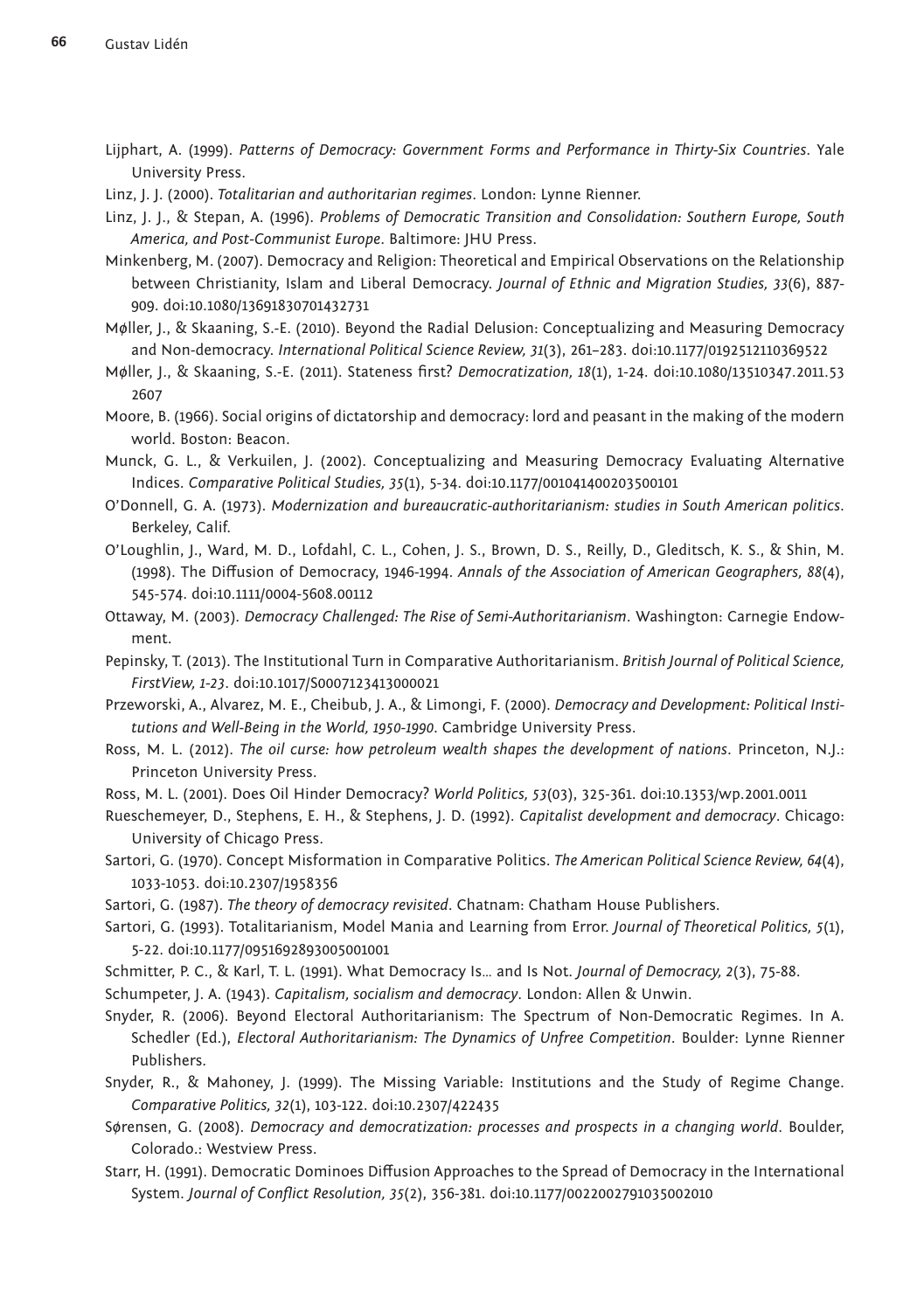Lijphart, A. (1999). *Patterns of Democracy: Government Forms and Performance in Thirty-Six Countries*. Yale University Press.

Linz, J. J. (2000). *Totalitarian and authoritarian regimes*. London: Lynne Rienner.

Linz, J. J., & Stepan, A. (1996). *Problems of Democratic Transition and Consolidation: Southern Europe, South America, and Post-Communist Europe*. Baltimore: JHU Press.

Minkenberg, M. (2007). Democracy and Religion: Theoretical and Empirical Observations on the Relationship between Christianity, Islam and Liberal Democracy. *Journal of Ethnic and Migration Studies, 33*(6), 887-909. doi:10.1080/13691830701432731

Møller, J., & Skaaning, S.-E. (2010). Beyond the Radial Delusion: Conceptualizing and Measuring Democracy and Non-democracy. *International Political Science Review, 31*(3), 261–283. doi:10.1177/0192512110369522

Møller, J., & Skaaning, S.-E. (2011). Stateness first? *Democratization, 18*(1), 1-24. doi:10.1080/13510347.2011.532607

Moore, B. (1966). Social origins of dictatorship and democracy: lord and peasant in the making of the modern world. Boston: Beacon.

Munck, G. L., & Verkuilen, J. (2002). Conceptualizing and Measuring Democracy Evaluating Alternative Indices. *Comparative Political Studies, 35*(1), 5-34. doi:10.1177/001041400203500101

O'Donnell, G. A. (1973). *Modernization and bureaucratic-authoritarianism: studies in South American politics*. Berkeley, Calif.

O'Loughlin, J., Ward, M. D., Lofdahl, C. L., Cohen, J. S., Brown, D. S., Reilly, D., Gleditsch, K. S., & Shin, M. (1998). The Diffusion of Democracy, 1946-1994. *Annals of the Association of American Geographers, 88*(4), 545-574. doi:10.1111/0004-5608.00112

Ottaway, M. (2003). *Democracy Challenged: The Rise of Semi-Authoritarianism*. Washington: Carnegie Endowment.

Pepinsky, T. (2013). The Institutional Turn in Comparative Authoritarianism. *British Journal of Political Science, FirstView, 1-23*. doi:10.1017/S0007123413000021

Przeworski, A., Alvarez, M. E., Cheibub, J. A., & Limongi, F. (2000). *Democracy and Development: Political Institutions and Well-Being in the World, 1950-1990*. Cambridge University Press.

Ross, M. L. (2012). *The oil curse: how petroleum wealth shapes the development of nations*. Princeton, N.J.: Princeton University Press.

Ross, M. L. (2001). Does Oil Hinder Democracy? *World Politics, 53*(03), 325-361. doi:10.1353/wp.2001.0011

Rueschemeyer, D., Stephens, E. H., & Stephens, J. D. (1992). *Capitalist development and democracy*. Chicago: University of Chicago Press.

Sartori, G. (1970). Concept Misformation in Comparative Politics. *The American Political Science Review, 64*(4), 1033-1053. doi:10.2307/1958356

Sartori, G. (1987). *The theory of democracy revisited*. Chatnam: Chatham House Publishers.

Sartori, G. (1993). Totalitarianism, Model Mania and Learning from Error. *Journal of Theoretical Politics, 5*(1), 5-22. doi:10.1177/0951692893005001001

Schmitter, P. C., & Karl, T. L. (1991). What Democracy Is... and Is Not. *Journal of Democracy, 2*(3), 75-88.

Schumpeter, J. A. (1943). *Capitalism, socialism and democracy*. London: Allen & Unwin.

Snyder, R. (2006). Beyond Electoral Authoritarianism: The Spectrum of Non-Democratic Regimes. In A. Schedler (Ed.), *Electoral Authoritarianism: The Dynamics of Unfree Competition*. Boulder: Lynne Rienner Publishers.

Snyder, R., & Mahoney, J. (1999). The Missing Variable: Institutions and the Study of Regime Change. *Comparative Politics, 32*(1), 103-122. doi:10.2307/422435

Sørensen, G. (2008). *Democracy and democratization: processes and prospects in a changing world*. Boulder, Colorado.: Westview Press.

Starr, H. (1991). Democratic Dominoes Diffusion Approaches to the Spread of Democracy in the International System. *Journal of Conflict Resolution, 35*(2), 356-381. doi:10.1177/0022002791035002010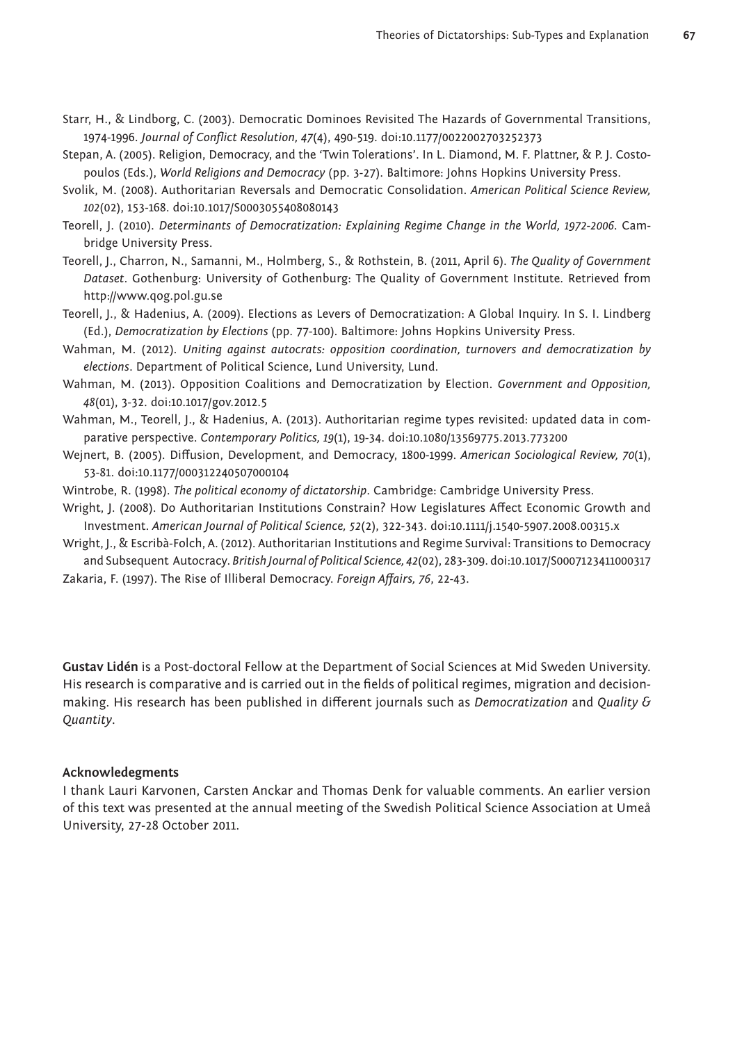Starr, H., & Lindborg, C. (2003). Democratic Dominoes Revisited The Hazards of Governmental Transitions, 1974-1996. *Journal of Conflict Resolution, 47*(4), 490-519. doi:10.1177/0022002703252373

Stepan, A. (2005). Religion, Democracy, and the 'Twin Tolerations'. In L. Diamond, M. F. Plattner, & P. J. Costopoulos (Eds.), *World Religions and Democracy* (pp. 3-27). Baltimore: Johns Hopkins University Press.

Svolik, M. (2008). Authoritarian Reversals and Democratic Consolidation. *American Political Science Review, 102*(02), 153-168. doi:10.1017/S0003055408080143

Teorell, J. (2010). *Determinants of Democratization: Explaining Regime Change in the World, 1972-2006*. Cambridge University Press.

Teorell, J., Charron, N., Samanni, M., Holmberg, S., & Rothstein, B. (2011, April 6). *The Quality of Government Dataset*. Gothenburg: University of Gothenburg: The Quality of Government Institute. Retrieved from http://www.qog.pol.gu.se

Teorell, J., & Hadenius, A. (2009). Elections as Levers of Democratization: A Global Inquiry. In S. I. Lindberg (Ed.), *Democratization by Elections* (pp. 77-100). Baltimore: Johns Hopkins University Press.

Wahman, M. (2012). *Uniting against autocrats: opposition coordination, turnovers and democratization by elections*. Department of Political Science, Lund University, Lund.

Wahman, M. (2013). Opposition Coalitions and Democratization by Election. *Government and Opposition, 48*(01), 3-32. doi:10.1017/gov.2012.5

Wahman, M., Teorell, J., & Hadenius, A. (2013). Authoritarian regime types revisited: updated data in comparative perspective. *Contemporary Politics, 19*(1), 19-34. doi:10.1080/13569775.2013.773200

Wejnert, B. (2005). Diffusion, Development, and Democracy, 1800-1999. *American Sociological Review, 70*(1), 53-81. doi:10.1177/000312240507000104

Wintrobe, R. (1998). *The political economy of dictatorship*. Cambridge: Cambridge University Press.

Wright, J. (2008). Do Authoritarian Institutions Constrain? How Legislatures Affect Economic Growth and Investment. *American Journal of Political Science, 52*(2), 322-343. doi:10.1111/j.1540-5907.2008.00315.x

Wright, J., & Escribà-Folch, A. (2012). Authoritarian Institutions and Regime Survival: Transitions to Democracy and Subsequent Autocracy. *British Journal of Political Science, 42*(02), 283-309. doi:10.1017/S0007123411000317

Zakaria, F. (1997). The Rise of Illiberal Democracy. *Foreign Affairs, 76*, 22-43.

**Gustav Lidén** is a Post-doctoral Fellow at the Department of Social Sciences at Mid Sweden University. His research is comparative and is carried out in the fields of political regimes, migration and decision-making. His research has been published in different journals such as *Democratization* and *Quality & Quantity*.

**Acknowledegments**

I thank Lauri Karvonen, Carsten Anckar and Thomas Denk for valuable comments. An earlier version of this text was presented at the annual meeting of the Swedish Political Science Association at Umeå University, 27-28 October 2011.